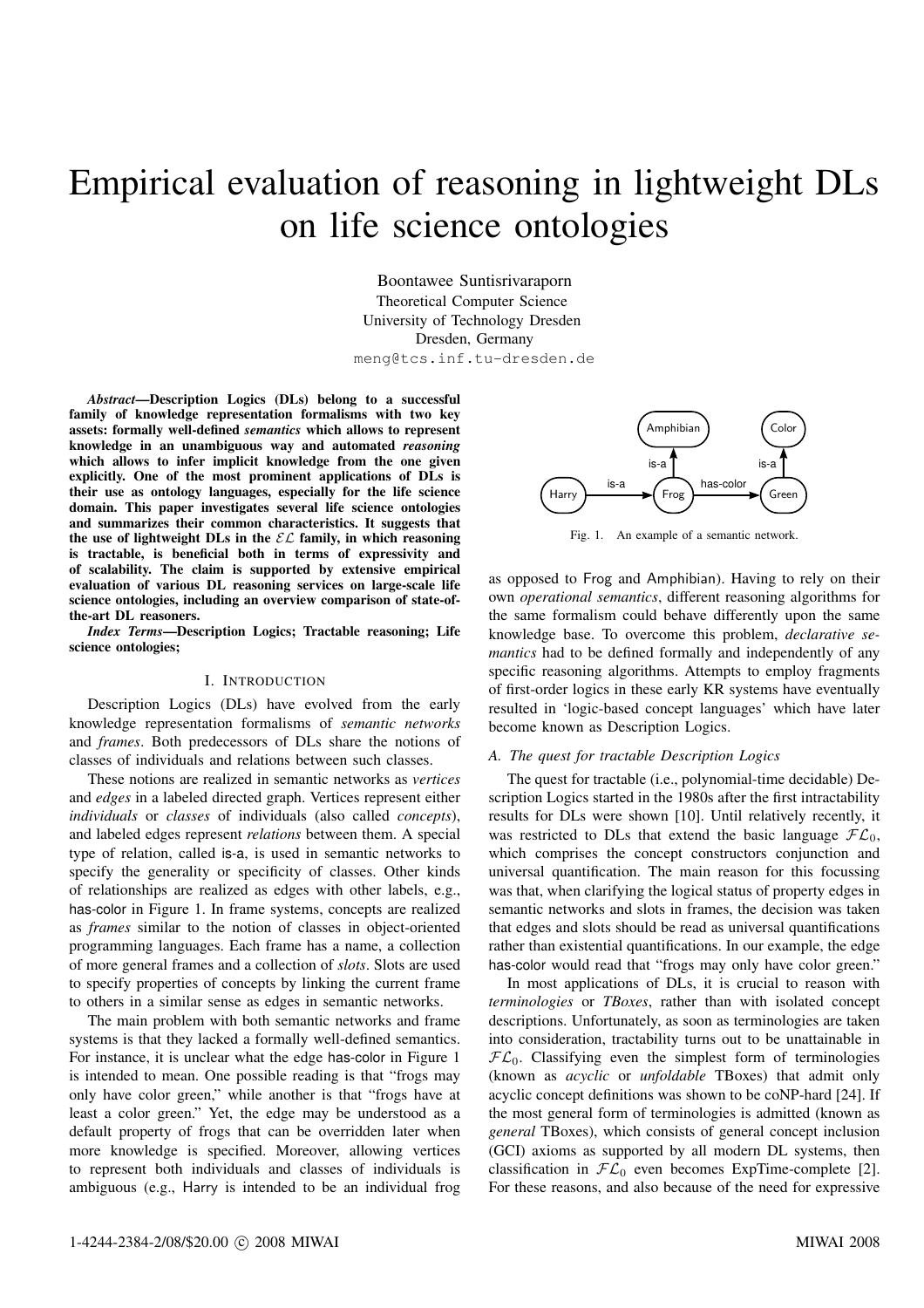# Empirical evaluation of reasoning in lightweight DLs on life science ontologies

Boontawee Suntisrivaraporn
Theoretical Computer Science
University of Technology Dresden
Dresden, Germany
meng@tcs.inf.tu-dresden.de

***Abstract*—Description Logics (DLs) belong to a successful family of knowledge representation formalisms with two key assets: formally well-defined *semantics* which allows to represent knowledge in an unambiguous way and automated *reasoning* which allows to infer implicit knowledge from the one given explicitly. One of the most prominent applications of DLs is their use as ontology languages, especially for the life science domain. This paper investigates several life science ontologies and summarizes their common characteristics. It suggests that the use of lightweight DLs in the $\mathcal{EL}$ family, in which reasoning is tractable, is beneficial both in terms of expressivity and of scalability. The claim is supported by extensive empirical evaluation of various DL reasoning services on large-scale life science ontologies, including an overview comparison of state-of-the-art DL reasoners.**

***Index Terms*—Description Logics; Tractable reasoning; Life science ontologies;**

## I. Introduction

Description Logics (DLs) have evolved from the early knowledge representation formalisms of *semantic networks* and *frames*. Both predecessors of DLs share the notions of classes of individuals and relations between such classes.

These notions are realized in semantic networks as *vertices* and *edges* in a labeled directed graph. Vertices represent either *individuals* or *classes* of individuals (also called *concepts*), and labeled edges represent *relations* between them. A special type of relation, called is-a, is used in semantic networks to specify the generality or specificity of classes. Other kinds of relationships are realized as edges with other labels, e.g., has-color in Figure 1. In frame systems, concepts are realized as *frames* similar to the notion of classes in object-oriented programming languages. Each frame has a name, a collection of more general frames and a collection of *slots*. Slots are used to specify properties of concepts by linking the current frame to others in a similar sense as edges in semantic networks.

The main problem with both semantic networks and frame systems is that they lacked a formally well-defined semantics. For instance, it is unclear what the edge has-color in Figure 1 is intended to mean. One possible reading is that "frogs may only have color green," while another is that "frogs have at least a color green." Yet, the edge may be understood as a default property of frogs that can be overridden later when more knowledge is specified. Moreover, allowing vertices to represent both individuals and classes of individuals is ambiguous (e.g., Harry is intended to be an individual frog as opposed to Frog and Amphibian). Having to rely on their own *operational semantics*, different reasoning algorithms for the same formalism could behave differently upon the same knowledge base. To overcome this problem, *declarative semantics* had to be defined formally and independently of any specific reasoning algorithms. Attempts to employ fragments of first-order logics in these early KR systems have eventually resulted in 'logic-based concept languages' which have later become known as Description Logics.

Fig. 1. An example of a semantic network.

### A. The quest for tractable Description Logics

The quest for tractable (i.e., polynomial-time decidable) Description Logics started in the 1980s after the first intractability results for DLs were shown [10]. Until relatively recently, it was restricted to DLs that extend the basic language $\mathcal{FL}_0$, which comprises the concept constructors conjunction and universal quantification. The main reason for this focussing was that, when clarifying the logical status of property edges in semantic networks and slots in frames, the decision was taken that edges and slots should be read as universal quantifications rather than existential quantifications. In our example, the edge has-color would read that "frogs may only have color green."

In most applications of DLs, it is crucial to reason with *terminologies* or *TBoxes*, rather than with isolated concept descriptions. Unfortunately, as soon as terminologies are taken into consideration, tractability turns out to be unattainable in $\mathcal{FL}_0$. Classifying even the simplest form of terminologies (known as *acyclic* or *unfoldable* TBoxes) that admit only acyclic concept definitions was shown to be coNP-hard [24]. If the most general form of terminologies is admitted (known as *general* TBoxes), which consists of general concept inclusion (GCI) axioms as supported by all modern DL systems, then classification in $\mathcal{FL}_0$ even becomes ExpTime-complete [2]. For these reasons, and also because of the need for expressive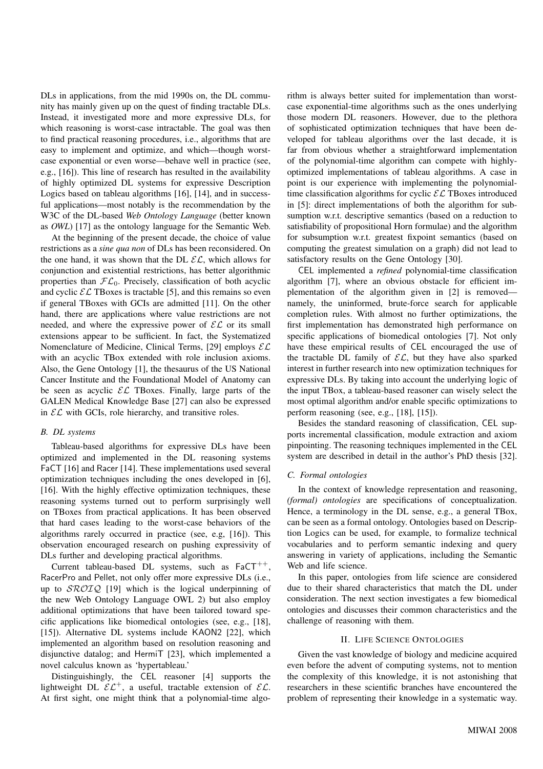DLs in applications, from the mid 1990s on, the DL community has mainly given up on the quest of finding tractable DLs. Instead, it investigated more and more expressive DLs, for which reasoning is worst-case intractable. The goal was then to find practical reasoning procedures, i.e., algorithms that are easy to implement and optimize, and which—though worst-case exponential or even worse—behave well in practice (see, e.g., [16]). This line of research has resulted in the availability of highly optimized DL systems for expressive Description Logics based on tableau algorithms [16], [14], and in successful applications—most notably is the recommendation by the W3C of the DL-based *Web Ontology Language* (better known as *OWL*) [17] as the ontology language for the Semantic Web.

At the beginning of the present decade, the choice of value restrictions as a *sine qua non* of DLs has been reconsidered. On the one hand, it was shown that the DL $\mathcal{EL}$, which allows for conjunction and existential restrictions, has better algorithmic properties than $\mathcal{FL}_0$. Precisely, classification of both acyclic and cyclic $\mathcal{EL}$ TBoxes is tractable [5], and this remains so even if general TBoxes with GCIs are admitted [11]. On the other hand, there are applications where value restrictions are not needed, and where the expressive power of $\mathcal{EL}$ or its small extensions appear to be sufficient. In fact, the Systematized Nomenclature of Medicine, Clinical Terms, [29] employs $\mathcal{EL}$ with an acyclic TBox extended with role inclusion axioms. Also, the Gene Ontology [1], the thesaurus of the US National Cancer Institute and the Foundational Model of Anatomy can be seen as acyclic $\mathcal{EL}$ TBoxes. Finally, large parts of the GALEN Medical Knowledge Base [27] can also be expressed in $\mathcal{EL}$ with GCIs, role hierarchy, and transitive roles.

### B. DL systems

Tableau-based algorithms for expressive DLs have been optimized and implemented in the DL reasoning systems FaCT [16] and Racer [14]. These implementations used several optimization techniques including the ones developed in [6], [16]. With the highly effective optimization techniques, these reasoning systems turned out to perform surprisingly well on TBoxes from practical applications. It has been observed that hard cases leading to the worst-case behaviors of the algorithms rarely occurred in practice (see, e.g, [16]). This observation encouraged research on pushing expressivity of DLs further and developing practical algorithms.

Current tableau-based DL systems, such as FaCT$^{++}$, RacerPro and Pellet, not only offer more expressive DLs (i.e., up to $\mathcal{SROIQ}$ [19] which is the logical underpinning of the new Web Ontology Language OWL 2) but also employ additional optimizations that have been tailored toward specific applications like biomedical ontologies (see, e.g., [18], [15]). Alternative DL systems include KAON2 [22], which implemented an algorithm based on resolution reasoning and disjunctive datalog; and HermiT [23], which implemented a novel calculus known as 'hypertableau.'

Distinguishingly, the CEL reasoner [4] supports the lightweight DL $\mathcal{EL}^+$, a useful, tractable extension of $\mathcal{EL}$. At first sight, one might think that a polynomial-time algorithm is always better suited for implementation than worst-case exponential-time algorithms such as the ones underlying those modern DL reasoners. However, due to the plethora of sophisticated optimization techniques that have been developed for tableau algorithms over the last decade, it is far from obvious whether a straightforward implementation of the polynomial-time algorithm can compete with highly-optimized implementations of tableau algorithms. A case in point is our experience with implementing the polynomial-time classification algorithms for cyclic $\mathcal{EL}$ TBoxes introduced in [5]: direct implementations of both the algorithm for subsumption w.r.t. descriptive semantics (based on a reduction to satisfiability of propositional Horn formulae) and the algorithm for subsumption w.r.t. greatest fixpoint semantics (based on computing the greatest simulation on a graph) did not lead to satisfactory results on the Gene Ontology [30].

CEL implemented a *refined* polynomial-time classification algorithm [7], where an obvious obstacle for efficient implementation of the algorithm given in [2] is removed—namely, the uninformed, brute-force search for applicable completion rules. With almost no further optimizations, the first implementation has demonstrated high performance on specific applications of biomedical ontologies [7]. Not only have these empirical results of CEL encouraged the use of the tractable DL family of $\mathcal{EL}$, but they have also sparked interest in further research into new optimization techniques for expressive DLs. By taking into account the underlying logic of the input TBox, a tableau-based reasoner can wisely select the most optimal algorithm and/or enable specific optimizations to perform reasoning (see, e.g., [18], [15]).

Besides the standard reasoning of classification, CEL supports incremental classification, module extraction and axiom pinpointing. The reasoning techniques implemented in the CEL system are described in detail in the author's PhD thesis [32].

### C. Formal ontologies

In the context of knowledge representation and reasoning, *(formal) ontologies* are specifications of conceptualization. Hence, a terminology in the DL sense, e.g., a general TBox, can be seen as a formal ontology. Ontologies based on Description Logics can be used, for example, to formalize technical vocabularies and to perform semantic indexing and query answering in variety of applications, including the Semantic Web and life science.

In this paper, ontologies from life science are considered due to their shared characteristics that match the DL under consideration. The next section investigates a few biomedical ontologies and discusses their common characteristics and the challenge of reasoning with them.

## II. Life Science Ontologies

Given the vast knowledge of biology and medicine acquired even before the advent of computing systems, not to mention the complexity of this knowledge, it is not astonishing that researchers in these scientific branches have encountered the problem of representing their knowledge in a systematic way.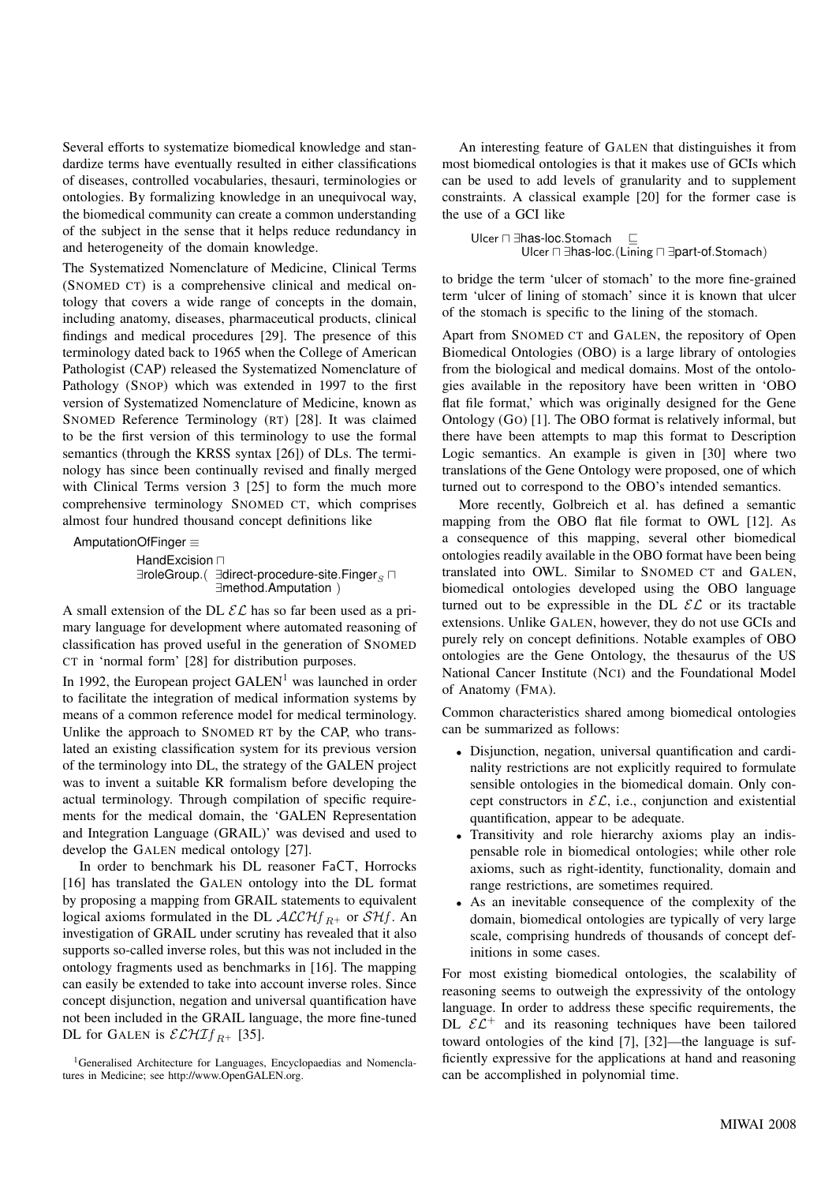Several efforts to systematize biomedical knowledge and standardize terms have eventually resulted in either classifications of diseases, controlled vocabularies, thesauri, terminologies or ontologies. By formalizing knowledge in an unequivocal way, the biomedical community can create a common understanding of the subject in the sense that it helps reduce redundancy in and heterogeneity of the domain knowledge.

The Systematized Nomenclature of Medicine, Clinical Terms (SNOMED CT) is a comprehensive clinical and medical ontology that covers a wide range of concepts in the domain, including anatomy, diseases, pharmaceutical products, clinical findings and medical procedures [29]. The presence of this terminology dated back to 1965 when the College of American Pathologist (CAP) released the Systematized Nomenclature of Pathology (SNOP) which was extended in 1997 to the first version of Systematized Nomenclature of Medicine, known as SNOMED Reference Terminology (RT) [28]. It was claimed to be the first version of this terminology to use the formal semantics (through the KRSS syntax [26]) of DLs. The terminology has since been continually revised and finally merged with Clinical Terms version 3 [25] to form the much more comprehensive terminology SNOMED CT, which comprises almost four hundred thousand concept definitions like

$$\begin{aligned}\mathsf{AmputationOfFinger} \equiv\ & \mathsf{HandExcision} \sqcap \\ & \exists \mathsf{roleGroup}.(\ \exists \mathsf{direct\text{-}procedure\text{-}site}.\mathsf{Finger}_S \sqcap \\ & \qquad \exists \mathsf{method}.\mathsf{Amputation}\ )\end{aligned}$$

A small extension of the DL $\mathcal{EL}$ has so far been used as a primary language for development where automated reasoning of classification has proved useful in the generation of SNOMED CT in 'normal form' [28] for distribution purposes.

In 1992, the European project GALEN[1] was launched in order to facilitate the integration of medical information systems by means of a common reference model for medical terminology. Unlike the approach to SNOMED RT by the CAP, who translated an existing classification system for its previous version of the terminology into DL, the strategy of the GALEN project was to invent a suitable KR formalism before developing the actual terminology. Through compilation of specific requirements for the medical domain, the 'GALEN Representation and Integration Language (GRAIL)' was devised and used to develop the GALEN medical ontology [27].

In order to benchmark his DL reasoner FaCT, Horrocks [16] has translated the GALEN ontology into the DL format by proposing a mapping from GRAIL statements to equivalent logical axioms formulated in the DL $\mathcal{ALCH}f_{R^+}$ or $\mathcal{SH}f$. An investigation of GRAIL under scrutiny has revealed that it also supports so-called inverse roles, but this was not included in the ontology fragments used as benchmarks in [16]. The mapping can easily be extended to take into account inverse roles. Since concept disjunction, negation and universal quantification have not been included in the GRAIL language, the more fine-tuned DL for GALEN is $\mathcal{ELHI}f_{R^+}$ [35].

[1] Generalised Architecture for Languages, Encyclopaedias and Nomenclatures in Medicine; see http://www.OpenGALEN.org.

An interesting feature of GALEN that distinguishes it from most biomedical ontologies is that it makes use of GCIs which can be used to add levels of granularity and to supplement constraints. A classical example [20] for the former case is the use of a GCI like

$$\begin{aligned}\mathsf{Ulcer} \sqcap \exists \mathsf{has\text{-}loc}.\mathsf{Stomach} \quad & \sqsubseteq \\ & \mathsf{Ulcer} \sqcap \exists \mathsf{has\text{-}loc}.(\mathsf{Lining} \sqcap \exists \mathsf{part\text{-}of}.\mathsf{Stomach})\end{aligned}$$

to bridge the term 'ulcer of stomach' to the more fine-grained term 'ulcer of lining of stomach' since it is known that ulcer of the stomach is specific to the lining of the stomach.

Apart from SNOMED CT and GALEN, the repository of Open Biomedical Ontologies (OBO) is a large library of ontologies from the biological and medical domains. Most of the ontologies available in the repository have been written in 'OBO flat file format,' which was originally designed for the Gene Ontology (GO) [1]. The OBO format is relatively informal, but there have been attempts to map this format to Description Logic semantics. An example is given in [30] where two translations of the Gene Ontology were proposed, one of which turned out to correspond to the OBO's intended semantics.

More recently, Golbreich et al. has defined a semantic mapping from the OBO flat file format to OWL [12]. As a consequence of this mapping, several other biomedical ontologies readily available in the OBO format have been being translated into OWL. Similar to SNOMED CT and GALEN, biomedical ontologies developed using the OBO language turned out to be expressible in the DL $\mathcal{EL}$ or its tractable extensions. Unlike GALEN, however, they do not use GCIs and purely rely on concept definitions. Notable examples of OBO ontologies are the Gene Ontology, the thesaurus of the US National Cancer Institute (NCI) and the Foundational Model of Anatomy (FMA).

Common characteristics shared among biomedical ontologies can be summarized as follows:

- Disjunction, negation, universal quantification and cardinality restrictions are not explicitly required to formulate sensible ontologies in the biomedical domain. Only concept constructors in $\mathcal{EL}$, i.e., conjunction and existential quantification, appear to be adequate.
- Transitivity and role hierarchy axioms play an indispensable role in biomedical ontologies; while other role axioms, such as right-identity, functionality, domain and range restrictions, are sometimes required.
- As an inevitable consequence of the complexity of the domain, biomedical ontologies are typically of very large scale, comprising hundreds of thousands of concept definitions in some cases.

For most existing biomedical ontologies, the scalability of reasoning seems to outweigh the expressivity of the ontology language. In order to address these specific requirements, the DL $\mathcal{EL}^+$ and its reasoning techniques have been tailored toward ontologies of the kind [7], [32]—the language is sufficiently expressive for the applications at hand and reasoning can be accomplished in polynomial time.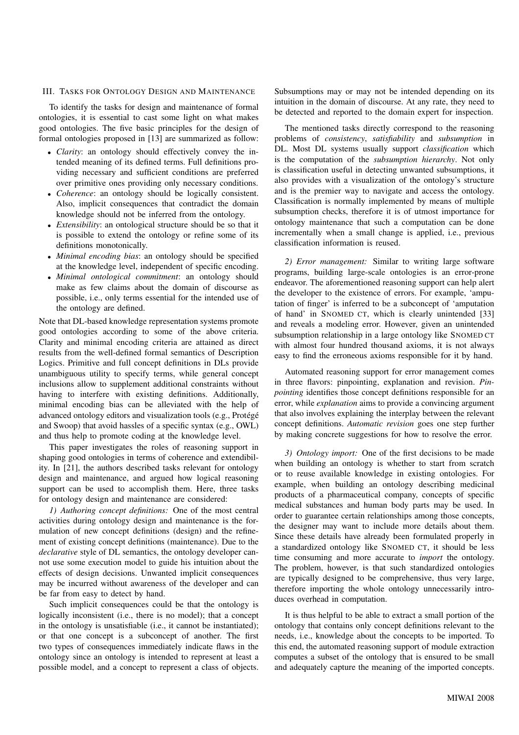## III. Tasks for Ontology Design and Maintenance

To identify the tasks for design and maintenance of formal ontologies, it is essential to cast some light on what makes good ontologies. The five basic principles for the design of formal ontologies proposed in [13] are summarized as follow:

- *Clarity*: an ontology should effectively convey the intended meaning of its defined terms. Full definitions providing necessary and sufficient conditions are preferred over primitive ones providing only necessary conditions.
- *Coherence*: an ontology should be logically consistent. Also, implicit consequences that contradict the domain knowledge should not be inferred from the ontology.
- *Extensibility*: an ontological structure should be so that it is possible to extend the ontology or refine some of its definitions monotonically.
- *Minimal encoding bias*: an ontology should be specified at the knowledge level, independent of specific encoding.
- *Minimal ontological commitment*: an ontology should make as few claims about the domain of discourse as possible, i.e., only terms essential for the intended use of the ontology are defined.

Note that DL-based knowledge representation systems promote good ontologies according to some of the above criteria. Clarity and minimal encoding criteria are attained as direct results from the well-defined formal semantics of Description Logics. Primitive and full concept definitions in DLs provide unambiguous utility to specify terms, while general concept inclusions allow to supplement additional constraints without having to interfere with existing definitions. Additionally, minimal encoding bias can be alleviated with the help of advanced ontology editors and visualization tools (e.g., Protégé and Swoop) that avoid hassles of a specific syntax (e.g., OWL) and thus help to promote coding at the knowledge level.

This paper investigates the roles of reasoning support in shaping good ontologies in terms of coherence and extendibility. In [21], the authors described tasks relevant for ontology design and maintenance, and argued how logical reasoning support can be used to accomplish them. Here, three tasks for ontology design and maintenance are considered:

*1) Authoring concept definitions:* One of the most central activities during ontology design and maintenance is the formulation of new concept definitions (design) and the refinement of existing concept definitions (maintenance). Due to the *declarative* style of DL semantics, the ontology developer cannot use some execution model to guide his intuition about the effects of design decisions. Unwanted implicit consequences may be incurred without awareness of the developer and can be far from easy to detect by hand.

Such implicit consequences could be that the ontology is logically inconsistent (i.e., there is no model); that a concept in the ontology is unsatisfiable (i.e., it cannot be instantiated); or that one concept is a subconcept of another. The first two types of consequences immediately indicate flaws in the ontology since an ontology is intended to represent at least a possible model, and a concept to represent a class of objects. Subsumptions may or may not be intended depending on its intuition in the domain of discourse. At any rate, they need to be detected and reported to the domain expert for inspection.

The mentioned tasks directly correspond to the reasoning problems of *consistency*, *satisfiability* and *subsumption* in DL. Most DL systems usually support *classification* which is the computation of the *subsumption hierarchy*. Not only is classification useful in detecting unwanted subsumptions, it also provides with a visualization of the ontology's structure and is the premier way to navigate and access the ontology. Classification is normally implemented by means of multiple subsumption checks, therefore it is of utmost importance for ontology maintenance that such a computation can be done incrementally when a small change is applied, i.e., previous classification information is reused.

*2) Error management:* Similar to writing large software programs, building large-scale ontologies is an error-prone endeavor. The aforementioned reasoning support can help alert the developer to the existence of errors. For example, 'amputation of finger' is inferred to be a subconcept of 'amputation of hand' in SNOMED CT, which is clearly unintended [33] and reveals a modeling error. However, given an unintended subsumption relationship in a large ontology like SNOMED CT with almost four hundred thousand axioms, it is not always easy to find the erroneous axioms responsible for it by hand.

Automated reasoning support for error management comes in three flavors: pinpointing, explanation and revision. *Pinpointing* identifies those concept definitions responsible for an error, while *explanation* aims to provide a convincing argument that also involves explaining the interplay between the relevant concept definitions. *Automatic revision* goes one step further by making concrete suggestions for how to resolve the error.

*3) Ontology import:* One of the first decisions to be made when building an ontology is whether to start from scratch or to reuse available knowledge in existing ontologies. For example, when building an ontology describing medicinal products of a pharmaceutical company, concepts of specific medical substances and human body parts may be used. In order to guarantee certain relationships among those concepts, the designer may want to include more details about them. Since these details have already been formulated properly in a standardized ontology like SNOMED CT, it should be less time consuming and more accurate to *import* the ontology. The problem, however, is that such standardized ontologies are typically designed to be comprehensive, thus very large, therefore importing the whole ontology unnecessarily introduces overhead in computation.

It is thus helpful to be able to extract a small portion of the ontology that contains only concept definitions relevant to the needs, i.e., knowledge about the concepts to be imported. To this end, the automated reasoning support of module extraction computes a subset of the ontology that is ensured to be small and adequately capture the meaning of the imported concepts.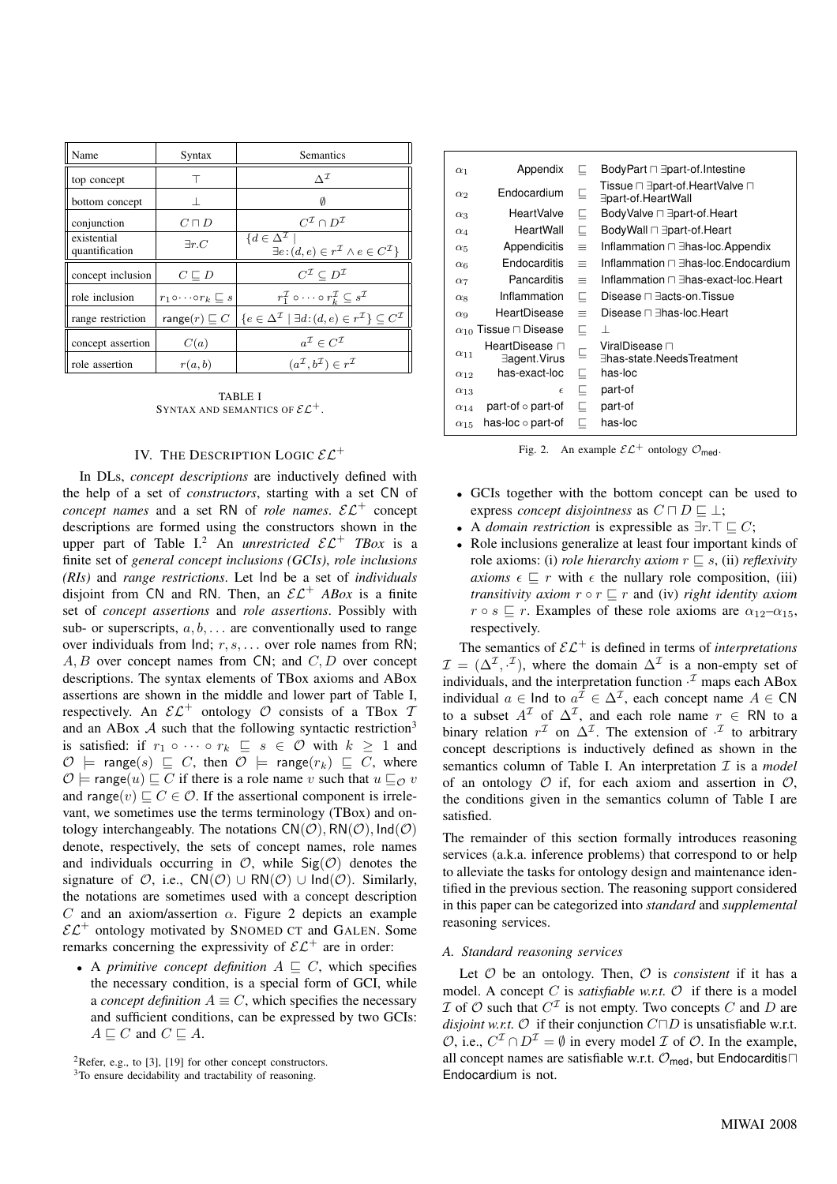| Name | Syntax | Semantics |
|---|---|---|
| top concept | $\top$ | $\Delta^{\mathcal{I}}$ |
| bottom concept | $\bot$ | $\emptyset$ |
| conjunction | $C \sqcap D$ | $C^{\mathcal{I}} \cap D^{\mathcal{I}}$ |
| existential quantification | $\exists r.C$ | $\{d \in \Delta^{\mathcal{I}} \mid \exists e : (d,e) \in r^{\mathcal{I}} \wedge e \in C^{\mathcal{I}}\}$ |
| concept inclusion | $C \sqsubseteq D$ | $C^{\mathcal{I}} \subseteq D^{\mathcal{I}}$ |
| role inclusion | $r_1 \circ \cdots \circ r_k \sqsubseteq s$ | $r_1^{\mathcal{I}} \circ \cdots \circ r_k^{\mathcal{I}} \subseteq s^{\mathcal{I}}$ |
| range restriction | $\mathsf{range}(r) \sqsubseteq C$ | $\{e \in \Delta^{\mathcal{I}} \mid \exists d : (d,e) \in r^{\mathcal{I}}\} \subseteq C^{\mathcal{I}}$ |
| concept assertion | $C(a)$ | $a^{\mathcal{I}} \in C^{\mathcal{I}}$ |
| role assertion | $r(a,b)$ | $(a^{\mathcal{I}}, b^{\mathcal{I}}) \in r^{\mathcal{I}}$ |

TABLE I
SYNTAX AND SEMANTICS OF $\mathcal{EL}^+$.

## IV. THE DESCRIPTION LOGIC $\mathcal{EL}^+$

In DLs, *concept descriptions* are inductively defined with the help of a set of *constructors*, starting with a set CN of *concept names* and a set RN of *role names*. $\mathcal{EL}^+$ concept descriptions are formed using the constructors shown in the upper part of Table I.[2] An *unrestricted* $\mathcal{EL}^+$ *TBox* is a finite set of *general concept inclusions (GCIs)*, *role inclusions (RIs)* and *range restrictions*. Let Ind be a set of *individuals* disjoint from CN and RN. Then, an $\mathcal{EL}^+$ *ABox* is a finite set of *concept assertions* and *role assertions*. Possibly with sub- or superscripts, $a, b, \ldots$ are conventionally used to range over individuals from Ind; $r, s, \ldots$ over role names from RN; $A, B$ over concept names from CN; and $C, D$ over concept descriptions. The syntax elements of TBox axioms and ABox assertions are shown in the middle and lower part of Table I, respectively. An $\mathcal{EL}^+$ ontology $\mathcal{O}$ consists of a TBox $\mathcal{T}$ and an ABox $\mathcal{A}$ such that the following syntactic restriction[3] is satisfied: if $r_1 \circ \cdots \circ r_k \sqsubseteq s \in \mathcal{O}$ with $k \geq 1$ and $\mathcal{O} \models \mathsf{range}(s) \sqsubseteq C$, then $\mathcal{O} \models \mathsf{range}(r_k) \sqsubseteq C$, where $\mathcal{O} \models \mathsf{range}(u) \sqsubseteq C$ if there is a role name $v$ such that $u \sqsubseteq_{\mathcal{O}} v$ and $\mathsf{range}(v) \sqsubseteq C \in \mathcal{O}$. If the assertional component is irrelevant, we sometimes use the terms terminology (TBox) and ontology interchangeably. The notations $\mathsf{CN}(\mathcal{O}), \mathsf{RN}(\mathcal{O}), \mathsf{Ind}(\mathcal{O})$ denote, respectively, the sets of concept names, role names and individuals occurring in $\mathcal{O}$, while $\mathsf{Sig}(\mathcal{O})$ denotes the signature of $\mathcal{O}$, i.e., $\mathsf{CN}(\mathcal{O}) \cup \mathsf{RN}(\mathcal{O}) \cup \mathsf{Ind}(\mathcal{O})$. Similarly, the notations are sometimes used with a concept description $C$ and an axiom/assertion $\alpha$. Figure 2 depicts an example $\mathcal{EL}^+$ ontology motivated by SNOMED CT and GALEN. Some remarks concerning the expressivity of $\mathcal{EL}^+$ are in order:

- A *primitive concept definition* $A \sqsubseteq C$, which specifies the necessary condition, is a special form of GCI, while a *concept definition* $A \equiv C$, which specifies the necessary and sufficient conditions, can be expressed by two GCIs: $A \sqsubseteq C$ and $C \sqsubseteq A$.

[2]Refer, e.g., to [3], [19] for other concept constructors.
[3]To ensure decidability and tractability of reasoning.

| | | | |
|---|---|---|---|
| $\alpha_1$ | Appendix | $\sqsubseteq$ | BodyPart $\sqcap$ $\exists$part-of.Intestine |
| $\alpha_2$ | Endocardium | $\sqsubseteq$ | Tissue $\sqcap$ $\exists$part-of.HeartValve $\sqcap$ $\exists$part-of.HeartWall |
| $\alpha_3$ | HeartValve | $\sqsubseteq$ | BodyValve $\sqcap$ $\exists$part-of.Heart |
| $\alpha_4$ | HeartWall | $\sqsubseteq$ | BodyWall $\sqcap$ $\exists$part-of.Heart |
| $\alpha_5$ | Appendicitis | $\equiv$ | Inflammation $\sqcap$ $\exists$has-loc.Appendix |
| $\alpha_6$ | Endocarditis | $\equiv$ | Inflammation $\sqcap$ $\exists$has-loc.Endocardium |
| $\alpha_7$ | Pancarditis | $\equiv$ | Inflammation $\sqcap$ $\exists$has-exact-loc.Heart |
| $\alpha_8$ | Inflammation | $\sqsubseteq$ | Disease $\sqcap$ $\exists$acts-on.Tissue |
| $\alpha_9$ | HeartDisease | $\equiv$ | Disease $\sqcap$ $\exists$has-loc.Heart |
| $\alpha_{10}$ | Tissue $\sqcap$ Disease | $\sqsubseteq$ | $\bot$ |
| $\alpha_{11}$ | HeartDisease $\sqcap$ $\exists$agent.Virus | $\sqsubseteq$ | ViralDisease $\sqcap$ $\exists$has-state.NeedsTreatment |
| $\alpha_{12}$ | has-exact-loc | $\sqsubseteq$ | has-loc |
| $\alpha_{13}$ | $\epsilon$ | $\sqsubseteq$ | part-of |
| $\alpha_{14}$ | part-of $\circ$ part-of | $\sqsubseteq$ | part-of |
| $\alpha_{15}$ | has-loc $\circ$ part-of | $\sqsubseteq$ | has-loc |

Fig. 2. An example $\mathcal{EL}^+$ ontology $\mathcal{O}_{\mathsf{med}}$.

- GCIs together with the bottom concept can be used to express *concept disjointness* as $C \sqcap D \sqsubseteq \bot$;
- A *domain restriction* is expressible as $\exists r.\top \sqsubseteq C$;
- Role inclusions generalize at least four important kinds of role axioms: (i) *role hierarchy axiom* $r \sqsubseteq s$, (ii) *reflexivity axioms* $\epsilon \sqsubseteq r$ with $\epsilon$ the nullary role composition, (iii) *transitivity axiom* $r \circ r \sqsubseteq r$ and (iv) *right identity axiom* $r \circ s \sqsubseteq r$. Examples of these role axioms are $\alpha_{12}$–$\alpha_{15}$, respectively.

The semantics of $\mathcal{EL}^+$ is defined in terms of *interpretations* $\mathcal{I} = (\Delta^{\mathcal{I}}, \cdot^{\mathcal{I}})$, where the domain $\Delta^{\mathcal{I}}$ is a non-empty set of individuals, and the interpretation function $\cdot^{\mathcal{I}}$ maps each ABox individual $a \in \mathsf{Ind}$ to $a^{\mathcal{I}} \in \Delta^{\mathcal{I}}$, each concept name $A \in \mathsf{CN}$ to a subset $A^{\mathcal{I}}$ of $\Delta^{\mathcal{I}}$, and each role name $r \in \mathsf{RN}$ to a binary relation $r^{\mathcal{I}}$ on $\Delta^{\mathcal{I}}$. The extension of $\cdot^{\mathcal{I}}$ to arbitrary concept descriptions is inductively defined as shown in the semantics column of Table I. An interpretation $\mathcal{I}$ is a *model* of an ontology $\mathcal{O}$ if, for each axiom and assertion in $\mathcal{O}$, the conditions given in the semantics column of Table I are satisfied.

The remainder of this section formally introduces reasoning services (a.k.a. inference problems) that correspond to or help to alleviate the tasks for ontology design and maintenance identified in the previous section. The reasoning support considered in this paper can be categorized into *standard* and *supplemental* reasoning services.

### A. Standard reasoning services

Let $\mathcal{O}$ be an ontology. Then, $\mathcal{O}$ is *consistent* if it has a model. A concept $C$ is *satisfiable w.r.t.* $\mathcal{O}$ if there is a model $\mathcal{I}$ of $\mathcal{O}$ such that $C^{\mathcal{I}}$ is not empty. Two concepts $C$ and $D$ are *disjoint w.r.t.* $\mathcal{O}$ if their conjunction $C \sqcap D$ is unsatisfiable w.r.t. $\mathcal{O}$, i.e., $C^{\mathcal{I}} \cap D^{\mathcal{I}} = \emptyset$ in every model $\mathcal{I}$ of $\mathcal{O}$. In the example, all concept names are satisfiable w.r.t. $\mathcal{O}_{\mathsf{med}}$, but Endocarditis$\sqcap$ Endocardium is not.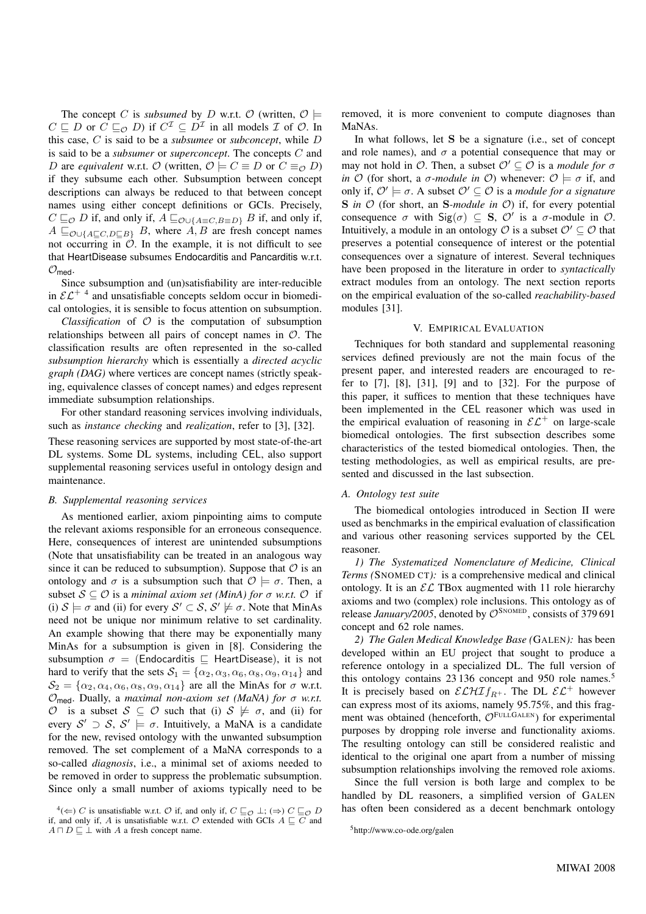The concept $C$ is *subsumed* by $D$ w.r.t. $\mathcal{O}$ (written, $\mathcal{O} \models C \sqsubseteq D$ or $C \sqsubseteq_{\mathcal{O}} D$) if $C^{\mathcal{I}} \subseteq D^{\mathcal{I}}$ in all models $\mathcal{I}$ of $\mathcal{O}$. In this case, $C$ is said to be a *subsumee* or *subconcept*, while $D$ is said to be a *subsumer* or *superconcept*. The concepts $C$ and $D$ are *equivalent* w.r.t. $\mathcal{O}$ (written, $\mathcal{O} \models C \equiv D$) or $C \equiv_{\mathcal{O}} D$) if they subsume each other. Subsumption between concept descriptions can always be reduced to that between concept names using either concept definitions or GCIs. Precisely, $C \sqsubseteq_{\mathcal{O}} D$ if, and only if, $A \sqsubseteq_{\mathcal{O} \cup \{A \equiv C, B \equiv D\}} B$ if, and only if, $A \sqsubseteq_{\mathcal{O} \cup \{A \sqsubseteq C, D \sqsubseteq B\}} B$, where $A, B$ are fresh concept names not occurring in $\mathcal{O}$. In the example, it is not difficult to see that $\mathsf{HeartDisease}$ subsumes $\mathsf{Endocarditis}$ and $\mathsf{Pancarditis}$ w.r.t. $\mathcal{O}_{\mathsf{med}}$.

Since subsumption and (un)satisfiability are inter-reducible in $\mathcal{EL}^+$ [4] and unsatisfiable concepts seldom occur in biomedical ontologies, it is sensible to focus attention on subsumption.

*Classification* of $\mathcal{O}$ is the computation of subsumption relationships between all pairs of concept names in $\mathcal{O}$. The classification results are often represented in the so-called *subsumption hierarchy* which is essentially a *directed acyclic graph (DAG)* where vertices are concept names (strictly speaking, equivalence classes of concept names) and edges represent immediate subsumption relationships.

For other standard reasoning services involving individuals, such as *instance checking* and *realization*, refer to [3], [32].

These reasoning services are supported by most state-of-the-art DL systems. Some DL systems, including CEL, also support supplemental reasoning services useful in ontology design and maintenance.

### B. Supplemental reasoning services

As mentioned earlier, axiom pinpointing aims to compute the relevant axioms responsible for an erroneous consequence. Here, consequences of interest are unintended subsumptions (Note that unsatisfiability can be treated in an analogous way since it can be reduced to subsumption). Suppose that $\mathcal{O}$ is an ontology and $\sigma$ is a subsumption such that $\mathcal{O} \models \sigma$. Then, a subset $\mathcal{S} \subseteq \mathcal{O}$ is a *minimal axiom set (MinA) for $\sigma$ w.r.t. $\mathcal{O}$* if (i) $\mathcal{S} \models \sigma$ and (ii) for every $\mathcal{S}' \subset \mathcal{S}$, $\mathcal{S}' \not\models \sigma$. Note that MinAs need not be unique nor minimum relative to set cardinality. An example showing that there may be exponentially many MinAs for a subsumption is given in [8]. Considering the subsumption $\sigma = (\mathsf{Endocarditis} \sqsubseteq \mathsf{HeartDisease})$, it is not hard to verify that the sets $\mathcal{S}_1 = \{\alpha_2, \alpha_3, \alpha_6, \alpha_8, \alpha_9, \alpha_{14}\}$ and $\mathcal{S}_2 = \{\alpha_2, \alpha_4, \alpha_6, \alpha_8, \alpha_9, \alpha_{14}\}$ are all the MinAs for $\sigma$ w.r.t. $\mathcal{O}_{\mathsf{med}}$. Dually, a *maximal non-axiom set (MaNA) for $\sigma$ w.r.t. $\mathcal{O}$* is a subset $\mathcal{S} \subseteq \mathcal{O}$ such that (i) $\mathcal{S} \not\models \sigma$, and (ii) for every $\mathcal{S}' \supset \mathcal{S}$, $\mathcal{S}' \models \sigma$. Intuitively, a MaNA is a candidate for the new, revised ontology with the unwanted subsumption removed. The set complement of a MaNA corresponds to a so-called *diagnosis*, i.e., a minimal set of axioms needed to be removed in order to suppress the problematic subsumption. Since only a small number of axioms typically need to be removed, it is more convenient to compute diagnoses than MaNAs.

In what follows, let $\mathbf{S}$ be a signature (i.e., set of concept and role names), and $\sigma$ a potential consequence that may or may not hold in $\mathcal{O}$. Then, a subset $\mathcal{O}' \subseteq \mathcal{O}$ is a *module for $\sigma$ in $\mathcal{O}$* (for short, a *$\sigma$-module in $\mathcal{O}$*) whenever: $\mathcal{O} \models \sigma$ if, and only if, $\mathcal{O}' \models \sigma$. A subset $\mathcal{O}' \subseteq \mathcal{O}$ is a *module for a signature $\mathbf{S}$ in $\mathcal{O}$* (for short, an *$\mathbf{S}$-module in $\mathcal{O}$*) if, for every potential consequence $\sigma$ with $\mathsf{Sig}(\sigma) \subseteq \mathbf{S}$, $\mathcal{O}'$ is a $\sigma$-module in $\mathcal{O}$. Intuitively, a module in an ontology $\mathcal{O}$ is a subset $\mathcal{O}' \subseteq \mathcal{O}$ that preserves a potential consequence of interest or the potential consequences over a signature of interest. Several techniques have been proposed in the literature in order to *syntactically* extract modules from an ontology. The next section reports on the empirical evaluation of the so-called *reachability-based* modules [31].

## V. Empirical Evaluation

Techniques for both standard and supplemental reasoning services defined previously are not the main focus of the present paper, and interested readers are encouraged to refer to [7], [8], [31], [9] and to [32]. For the purpose of this paper, it suffices to mention that these techniques have been implemented in the CEL reasoner which was used in the empirical evaluation of reasoning in $\mathcal{EL}^+$ on large-scale biomedical ontologies. The first subsection describes some characteristics of the tested biomedical ontologies. Then, the testing methodologies, as well as empirical results, are presented and discussed in the last subsection.

### A. Ontology test suite

The biomedical ontologies introduced in Section II were used as benchmarks in the empirical evaluation of classification and various other reasoning services supported by the CEL reasoner.

*1) The Systematized Nomenclature of Medicine, Clinical Terms (*SNOMED CT*):* is a comprehensive medical and clinical ontology. It is an $\mathcal{EL}$ TBox augmented with 11 role hierarchy axioms and two (complex) role inclusions. This ontology as of release *January/2005*, denoted by $\mathcal{O}^{\text{SNOMED}}$, consists of 379 691 concept and 62 role names.

*2) The Galen Medical Knowledge Base (*GALEN*):* has been developed within an EU project that sought to produce a reference ontology in a specialized DL. The full version of this ontology contains 23 136 concept and 950 role names.[5] It is precisely based on $\mathcal{ELHIf}_{R^+}$. The DL $\mathcal{EL}^+$ however can express most of its axioms, namely 95.75%, and this fragment was obtained (henceforth, $\mathcal{O}^{\text{FULLGALEN}}$) for experimental purposes by dropping role inverse and functionality axioms. The resulting ontology can still be considered realistic and identical to the original one apart from a number of missing subsumption relationships involving the removed role axioms.

Since the full version is both large and complex to be handled by DL reasoners, a simplified version of GALEN has often been considered as a decent benchmark ontology

[4]($\Leftarrow$) $C$ is unsatisfiable w.r.t. $\mathcal{O}$ if, and only if, $C \sqsubseteq_{\mathcal{O}} \bot$; ($\Rightarrow$) $C \sqsubseteq_{\mathcal{O}} D$ if, and only if, $A$ is unsatisfiable w.r.t. $\mathcal{O}$ extended with GCIs $A \sqsubseteq C$ and $A \sqcap D \sqsubseteq \bot$ with $A$ a fresh concept name.

[5]http://www.co-ode.org/galen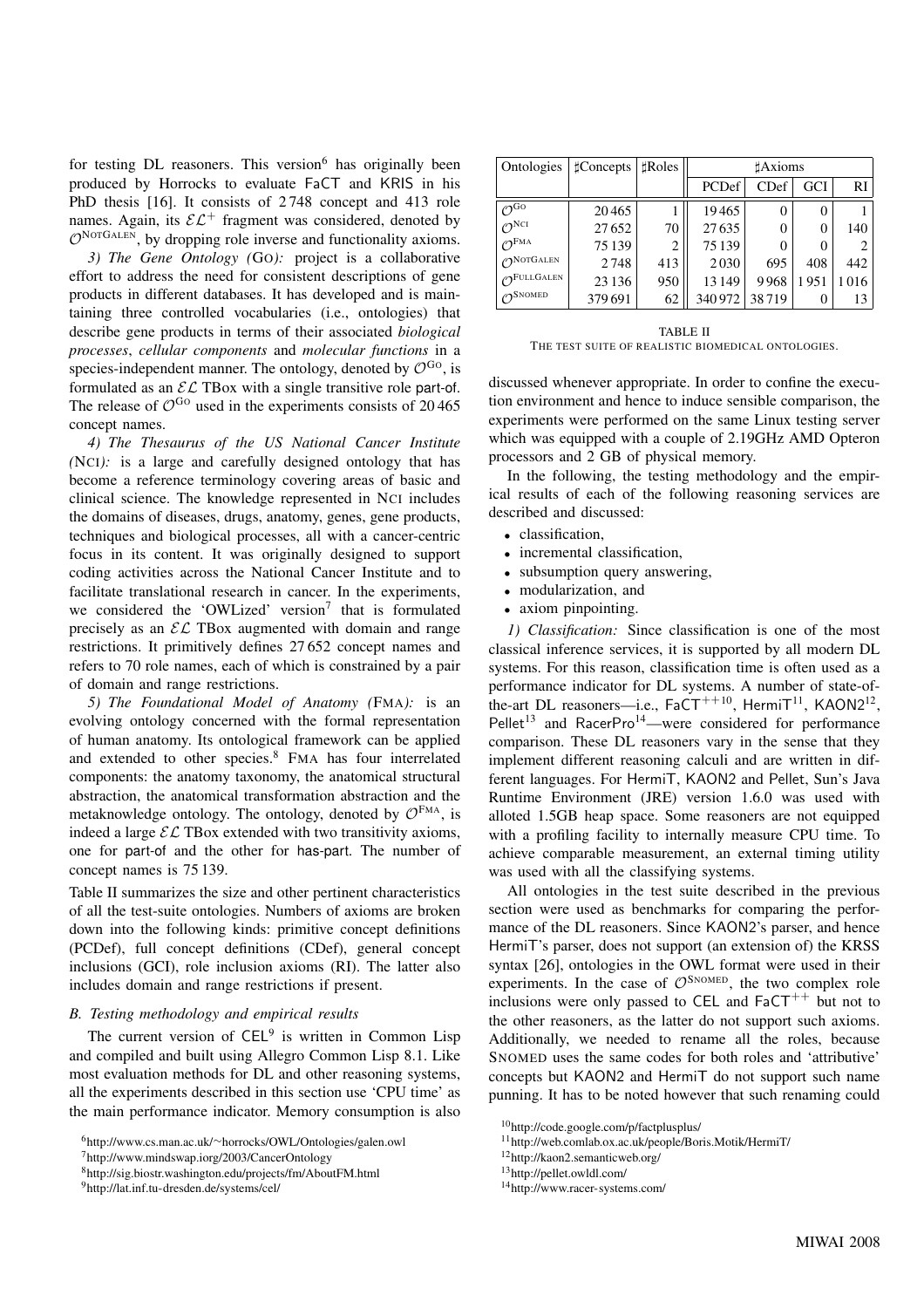for testing DL reasoners. This version[6] has originally been produced by Horrocks to evaluate FaCT and KRIS in his PhD thesis [16]. It consists of 2 748 concept and 413 role names. Again, its $\mathcal{EL}^+$ fragment was considered, denoted by $\mathcal{O}^{\text{NOTGALEN}}$, by dropping role inverse and functionality axioms.

*3) The Gene Ontology (*Go*):* project is a collaborative effort to address the need for consistent descriptions of gene products in different databases. It has developed and is maintaining three controlled vocabularies (i.e., ontologies) that describe gene products in terms of their associated *biological processes*, *cellular components* and *molecular functions* in a species-independent manner. The ontology, denoted by $\mathcal{O}^{\text{GO}}$, is formulated as an $\mathcal{EL}$ TBox with a single transitive role part-of. The release of $\mathcal{O}^{\text{GO}}$ used in the experiments consists of 20 465 concept names.

*4) The Thesaurus of the US National Cancer Institute (*NCI*):* is a large and carefully designed ontology that has become a reference terminology covering areas of basic and clinical science. The knowledge represented in NCI includes the domains of diseases, drugs, anatomy, genes, gene products, techniques and biological processes, all with a cancer-centric focus in its content. It was originally designed to support coding activities across the National Cancer Institute and to facilitate translational research in cancer. In the experiments, we considered the 'OWLized' version[7] that is formulated precisely as an $\mathcal{EL}$ TBox augmented with domain and range restrictions. It primitively defines 27 652 concept names and refers to 70 role names, each of which is constrained by a pair of domain and range restrictions.

*5) The Foundational Model of Anatomy (*FMA*):* is an evolving ontology concerned with the formal representation of human anatomy. Its ontological framework can be applied and extended to other species.[8] FMA has four interrelated components: the anatomy taxonomy, the anatomical structural abstraction, the anatomical transformation abstraction and the metaknowledge ontology. The ontology, denoted by $\mathcal{O}^{\text{FMA}}$, is indeed a large $\mathcal{EL}$ TBox extended with two transitivity axioms, one for part-of and the other for has-part. The number of concept names is 75 139.

Table II summarizes the size and other pertinent characteristics of all the test-suite ontologies. Numbers of axioms are broken down into the following kinds: primitive concept definitions (PCDef), full concept definitions (CDef), general concept inclusions (GCI), role inclusion axioms (RI). The latter also includes domain and range restrictions if present.

| Ontologies | ♯Concepts | ♯Roles | ♯Axioms | | | |
|---|---|---|---|---|---|---|
| | | | PCDef | CDef | GCI | RI |
| $\mathcal{O}^{\text{GO}}$ | 20 465 | 1 | 19 465 | 0 | 0 | 1 |
| $\mathcal{O}^{\text{NCI}}$ | 27 652 | 70 | 27 635 | 0 | 0 | 140 |
| $\mathcal{O}^{\text{FMA}}$ | 75 139 | 2 | 75 139 | 0 | 0 | 2 |
| $\mathcal{O}^{\text{NOTGALEN}}$ | 2 748 | 413 | 2 030 | 695 | 408 | 442 |
| $\mathcal{O}^{\text{FULLGALEN}}$ | 23 136 | 950 | 13 149 | 9 968 | 1 951 | 1 016 |
| $\mathcal{O}^{\text{SNOMED}}$ | 379 691 | 62 | 340 972 | 38 719 | 0 | 13 |

TABLE II
THE TEST SUITE OF REALISTIC BIOMEDICAL ONTOLOGIES.

### B. Testing methodology and empirical results

The current version of CEL[9] is written in Common Lisp and compiled and built using Allegro Common Lisp 8.1. Like most evaluation methods for DL and other reasoning systems, all the experiments described in this section use 'CPU time' as the main performance indicator. Memory consumption is also discussed whenever appropriate. In order to confine the execution environment and hence to induce sensible comparison, the experiments were performed on the same Linux testing server which was equipped with a couple of 2.19GHz AMD Opteron processors and 2 GB of physical memory.

In the following, the testing methodology and the empirical results of each of the following reasoning services are described and discussed:

- classification,
- incremental classification,
- subsumption query answering,
- modularization, and
- axiom pinpointing.

*1) Classification:* Since classification is one of the most classical inference services, it is supported by all modern DL systems. For this reason, classification time is often used as a performance indicator for DL systems. A number of state-of-the-art DL reasoners—i.e., FaCT++[10], HermiT[11], KAON2[12], Pellet[13] and RacerPro[14]—were considered for performance comparison. These DL reasoners vary in the sense that they implement different reasoning calculi and are written in different languages. For HermiT, KAON2 and Pellet, Sun's Java Runtime Environment (JRE) version 1.6.0 was used with alloted 1.5GB heap space. Some reasoners are not equipped with a profiling facility to internally measure CPU time. To achieve comparable measurement, an external timing utility was used with all the classifying systems.

All ontologies in the test suite described in the previous section were used as benchmarks for comparing the performance of the DL reasoners. Since KAON2's parser, and hence HermiT's parser, does not support (an extension of) the KRSS syntax [26], ontologies in the OWL format were used in their experiments. In the case of $\mathcal{O}^{\text{SNOMED}}$, the two complex role inclusions were only passed to CEL and FaCT++ but not to the other reasoners, as the latter do not support such axioms. Additionally, we needed to rename all the roles, because SNOMED uses the same codes for both roles and 'attributive' concepts but KAON2 and HermiT do not support such name punning. It has to be noted however that such renaming could

[6] http://www.cs.man.ac.uk/~horrocks/OWL/Ontologies/galen.owl
[7] http://www.mindswap.iorg/2003/CancerOntology
[8] http://sig.biostr.washington.edu/projects/fm/AboutFM.html
[9] http://lat.inf.tu-dresden.de/systems/cel/
[10] http://code.google.com/p/factplusplus/
[11] http://web.comlab.ox.ac.uk/people/Boris.Motik/HermiT/
[12] http://kaon2.semanticweb.org/
[13] http://pellet.owldl.com/
[14] http://www.racer-systems.com/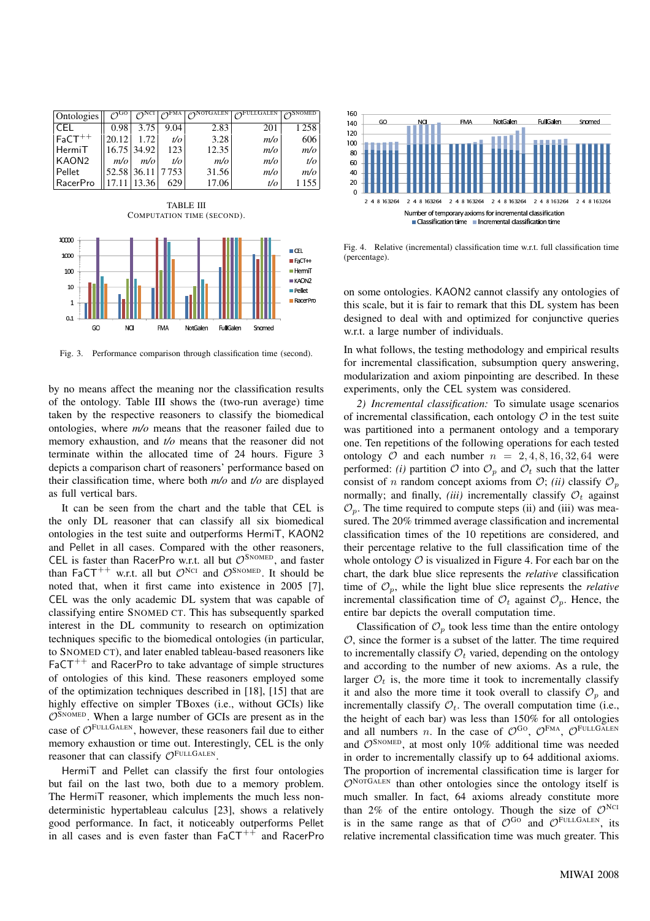| Ontologies | $\mathcal{O}^{\text{GO}}$ | $\mathcal{O}^{\text{NCI}}$ | $\mathcal{O}^{\text{FMA}}$ | $\mathcal{O}^{\text{NOTGALEN}}$ | $\mathcal{O}^{\text{FULLGALEN}}$ | $\mathcal{O}^{\text{SNOMED}}$ |
|---|---|---|---|---|---|---|
| CEL | 0.98 | 3.75 | 9.04 | 2.83 | 201 | 1 258 |
| FaCT$^{++}$ | 20.12 | 1.72 | *t/o* | 3.28 | *m/o* | 606 |
| HermiT | 16.75 | 34.92 | 123 | 12.35 | *m/o* | *m/o* |
| KAON2 | *m/o* | *m/o* | *t/o* | *m/o* | *m/o* | *t/o* |
| Pellet | 52.58 | 36.11 | 7 753 | 31.56 | *m/o* | *m/o* |
| RacerPro | 17.11 | 13.36 | 629 | 17.06 | *t/o* | 1 155 |

TABLE III
COMPUTATION TIME (SECOND).

Fig. 3. Performance comparison through classification time (second).

by no means affect the meaning nor the classification results of the ontology. Table III shows the (two-run average) time taken by the respective reasoners to classify the biomedical ontologies, where *m/o* means that the reasoner failed due to memory exhaustion, and *t/o* means that the reasoner did not terminate within the allocated time of 24 hours. Figure 3 depicts a comparison chart of reasoners' performance based on their classification time, where both *m/o* and *t/o* are displayed as full vertical bars.

It can be seen from the chart and the table that CEL is the only DL reasoner that can classify all six biomedical ontologies in the test suite and outperforms HermiT, KAON2 and Pellet in all cases. Compared with the other reasoners, CEL is faster than RacerPro w.r.t. all but $\mathcal{O}^{\text{SNOMED}}$, and faster than FaCT$^{++}$ w.r.t. all but $\mathcal{O}^{\text{NCI}}$ and $\mathcal{O}^{\text{SNOMED}}$. It should be noted that, when it first came into existence in 2005 [7], CEL was the only academic DL system that was capable of classifying entire SNOMED CT. This has subsequently sparked interest in the DL community to research on optimization techniques specific to the biomedical ontologies (in particular, to SNOMED CT), and later enabled tableau-based reasoners like FaCT$^{++}$ and RacerPro to take advantage of simple structures of ontologies of this kind. These reasoners employed some of the optimization techniques described in [18], [15] that are highly effective on simpler TBoxes (i.e., without GCIs) like $\mathcal{O}^{\text{SNOMED}}$. When a large number of GCIs are present as in the case of $\mathcal{O}^{\text{FULLGALEN}}$, however, these reasoners fail due to either memory exhaustion or time out. Interestingly, CEL is the only reasoner that can classify $\mathcal{O}^{\text{FULLGALEN}}$.

HermiT and Pellet can classify the first four ontologies but fail on the last two, both due to a memory problem. The HermiT reasoner, which implements the much less non-deterministic hypertableau calculus [23], shows a relatively good performance. In fact, it noticeably outperforms Pellet in all cases and is even faster than FaCT$^{++}$ and RacerPro on some ontologies. KAON2 cannot classify any ontologies of this scale, but it is fair to remark that this DL system has been designed to deal with and optimized for conjunctive queries w.r.t. a large number of individuals.

Fig. 4. Relative (incremental) classification time w.r.t. full classification time (percentage).

In what follows, the testing methodology and empirical results for incremental classification, subsumption query answering, modularization and axiom pinpointing are described. In these experiments, only the CEL system was considered.

*2) Incremental classification:* To simulate usage scenarios of incremental classification, each ontology $\mathcal{O}$ in the test suite was partitioned into a permanent ontology and a temporary one. Ten repetitions of the following operations for each tested ontology $\mathcal{O}$ and each number $n = 2, 4, 8, 16, 32, 64$ were performed: *(i)* partition $\mathcal{O}$ into $\mathcal{O}_p$ and $\mathcal{O}_t$ such that the latter consist of $n$ random concept axioms from $\mathcal{O}$; *(ii)* classify $\mathcal{O}_p$ normally; and finally, *(iii)* incrementally classify $\mathcal{O}_t$ against $\mathcal{O}_p$. The time required to compute steps (ii) and (iii) was measured. The 20% trimmed average classification and incremental classification times of the 10 repetitions are considered, and their percentage relative to the full classification time of the whole ontology $\mathcal{O}$ is visualized in Figure 4. For each bar on the chart, the dark blue slice represents the *relative* classification time of $\mathcal{O}_p$, while the light blue slice represents the *relative* incremental classification time of $\mathcal{O}_t$ against $\mathcal{O}_p$. Hence, the entire bar depicts the overall computation time.

Classification of $\mathcal{O}_p$ took less time than the entire ontology $\mathcal{O}$, since the former is a subset of the latter. The time required to incrementally classify $\mathcal{O}_t$ varied, depending on the ontology and according to the number of new axioms. As a rule, the larger $\mathcal{O}_t$ is, the more time it took to incrementally classify it and also the more time it took overall to classify $\mathcal{O}_p$ and incrementally classify $\mathcal{O}_t$. The overall computation time (i.e., the height of each bar) was less than 150% for all ontologies and all numbers $n$. In the case of $\mathcal{O}^{\text{GO}}$, $\mathcal{O}^{\text{FMA}}$, $\mathcal{O}^{\text{FULLGALEN}}$ and $\mathcal{O}^{\text{SNOMED}}$, at most only 10% additional time was needed in order to incrementally classify up to 64 additional axioms. The proportion of incremental classification time is larger for $\mathcal{O}^{\text{NOTGALEN}}$ than other ontologies since the ontology itself is much smaller. In fact, 64 axioms already constitute more than 2% of the entire ontology. Though the size of $\mathcal{O}^{\text{NCI}}$ is in the same range as that of $\mathcal{O}^{\text{GO}}$ and $\mathcal{O}^{\text{FULLGALEN}}$, its relative incremental classification time was much greater. This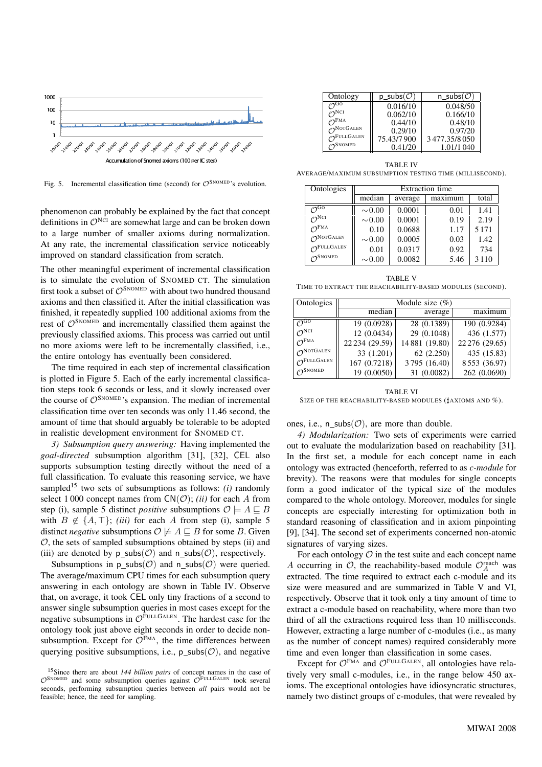Fig. 5. Incremental classification time (second) for $\mathcal{O}^{\text{SNOMED}}$'s evolution.

phenomenon can probably be explained by the fact that concept definitions in $\mathcal{O}^{\text{NCI}}$ are somewhat large and can be broken down to a large number of smaller axioms during normalization. At any rate, the incremental classification service noticeably improved on standard classification from scratch.

The other meaningful experiment of incremental classification is to simulate the evolution of SNOMED CT. The simulation first took a subset of $\mathcal{O}^{\text{SNOMED}}$ with about two hundred thousand axioms and then classified it. After the initial classification was finished, it repeatedly supplied 100 additional axioms from the rest of $\mathcal{O}^{\text{SNOMED}}$ and incrementally classified them against the previously classified axioms. This process was carried out until no more axioms were left to be incrementally classified, i.e., the entire ontology has eventually been considered.

The time required in each step of incremental classification is plotted in Figure 5. Each of the early incremental classification steps took 6 seconds or less, and it slowly increased over the course of $\mathcal{O}^{\text{SNOMED}}$'s expansion. The median of incremental classification time over ten seconds was only 11.46 second, the amount of time that should arguably be tolerable to be adopted in realistic development environment for SNOMED CT.

*3) Subsumption query answering:* Having implemented the *goal-directed* subsumption algorithm [31], [32], CEL also supports subsumption testing directly without the need of a full classification. To evaluate this reasoning service, we have sampled[15] two sets of subsumptions as follows: *(i)* randomly select 1 000 concept names from $\mathsf{CN}(\mathcal{O})$; *(ii)* for each $A$ from step (i), sample 5 distinct *positive* subsumptions $\mathcal{O} \models A \sqsubseteq B$ with $B \notin \{A, \top\}$; *(iii)* for each $A$ from step (i), sample 5 distinct *negative* subsumptions $\mathcal{O} \not\models A \sqsubseteq B$ for some $B$. Given $\mathcal{O}$, the sets of sampled subsumptions obtained by steps (ii) and (iii) are denoted by $\mathsf{p\_subs}(\mathcal{O})$ and $\mathsf{n\_subs}(\mathcal{O})$, respectively.

Subsumptions in $\mathsf{p\_subs}(\mathcal{O})$ and $\mathsf{n\_subs}(\mathcal{O})$ were queried. The average/maximum CPU times for each subsumption query answering in each ontology are shown in Table IV. Observe that, on average, it took CEL only tiny fractions of a second to answer single subsumption queries in most cases except for the negative subsumptions in $\mathcal{O}^{\text{FULLGALEN}}$. The hardest case for the ontology took just above eight seconds in order to decide non-subsumption. Except for $\mathcal{O}^{\text{FMA}}$, the time differences between querying positive subsumptions, i.e., $\mathsf{p\_subs}(\mathcal{O})$, and negative ones, i.e., $\mathsf{n\_subs}(\mathcal{O})$, are more than double.

[15] Since there are about *144 billion pairs* of concept names in the case of $\mathcal{O}^{\text{SNOMED}}$ and some subsumption queries against $\mathcal{O}^{\text{FULLGALEN}}$ took several seconds, performing subsumption queries between *all* pairs would not be feasible; hence, the need for sampling.

| Ontology | $\mathsf{p\_subs}(\mathcal{O})$ | $\mathsf{n\_subs}(\mathcal{O})$ |
|---|---|---|
| $\mathcal{O}^{\text{GO}}$ | 0.016/10 | 0.048/50 |
| $\mathcal{O}^{\text{NCI}}$ | 0.062/10 | 0.166/10 |
| $\mathcal{O}^{\text{FMA}}$ | 0.44/10 | 0.48/10 |
| $\mathcal{O}^{\text{NOTGALEN}}$ | 0.29/10 | 0.97/20 |
| $\mathcal{O}^{\text{FULLGALEN}}$ | 75.43/7 900 | 3 477.35/8 050 |
| $\mathcal{O}^{\text{SNOMED}}$ | 0.41/20 | 1.01/1 040 |

TABLE IV
AVERAGE/MAXIMUM SUBSUMPTION TESTING TIME (MILLISECOND).

| Ontologies | Extraction time | | | |
|---|---|---|---|---|
| | median | average | maximum | total |
| $\mathcal{O}^{\text{GO}}$ | ∼0.00 | 0.0001 | 0.01 | 1.41 |
| $\mathcal{O}^{\text{NCI}}$ | ∼0.00 | 0.0001 | 0.19 | 2.19 |
| $\mathcal{O}^{\text{FMA}}$ | 0.10 | 0.0688 | 1.17 | 5 171 |
| $\mathcal{O}^{\text{NOTGALEN}}$ | ∼0.00 | 0.0005 | 0.03 | 1.42 |
| $\mathcal{O}^{\text{FULLGALEN}}$ | 0.01 | 0.0317 | 0.92 | 734 |
| $\mathcal{O}^{\text{SNOMED}}$ | ∼0.00 | 0.0082 | 5.46 | 3 110 |

TABLE V
TIME TO EXTRACT THE REACHABILITY-BASED MODULES (SECOND).

| Ontologies | Module size (%) | | |
|---|---|---|---|
| | median | average | maximum |
| $\mathcal{O}^{\text{GO}}$ | 19 (0.0928) | 28 (0.1389) | 190 (0.9284) |
| $\mathcal{O}^{\text{NCI}}$ | 12 (0.0434) | 29 (0.1048) | 436 (1.577) |
| $\mathcal{O}^{\text{FMA}}$ | 22 234 (29.59) | 14 881 (19.80) | 22 276 (29.65) |
| $\mathcal{O}^{\text{NOTGALEN}}$ | 33 (1.201) | 62 (2.250) | 435 (15.83) |
| $\mathcal{O}^{\text{FULLGALEN}}$ | 167 (0.7218) | 3 795 (16.40) | 8 553 (36.97) |
| $\mathcal{O}^{\text{SNOMED}}$ | 19 (0.0050) | 31 (0.0082) | 262 (0.0690) |

TABLE VI
SIZE OF THE REACHABILITY-BASED MODULES (♯AXIOMS AND %).

*4) Modularization:* Two sets of experiments were carried out to evaluate the modularization based on reachability [31]. In the first set, a module for each concept name in each ontology was extracted (henceforth, referred to as *c-module* for brevity). The reasons were that modules for single concepts form a good indicator of the typical size of the modules compared to the whole ontology. Moreover, modules for single concepts are especially interesting for optimization both in standard reasoning of classification and in axiom pinpointing [9], [34]. The second set of experiments concerned non-atomic signatures of varying sizes.

For each ontology $\mathcal{O}$ in the test suite and each concept name $A$ occurring in $\mathcal{O}$, the reachability-based module $\mathcal{O}^{\mathsf{reach}}_{A}$ was extracted. The time required to extract each c-module and its size were measured and are summarized in Table V and VI, respectively. Observe that it took only a tiny amount of time to extract a c-module based on reachability, where more than two third of all the extractions required less than 10 milliseconds. However, extracting a large number of c-modules (i.e., as many as the number of concept names) required considerably more time and even longer than classification in some cases.

Except for $\mathcal{O}^{\text{FMA}}$ and $\mathcal{O}^{\text{FULLGALEN}}$, all ontologies have relatively very small c-modules, i.e., in the range below 450 axioms. The exceptional ontologies have idiosyncratic structures, namely two distinct groups of c-modules, that were revealed by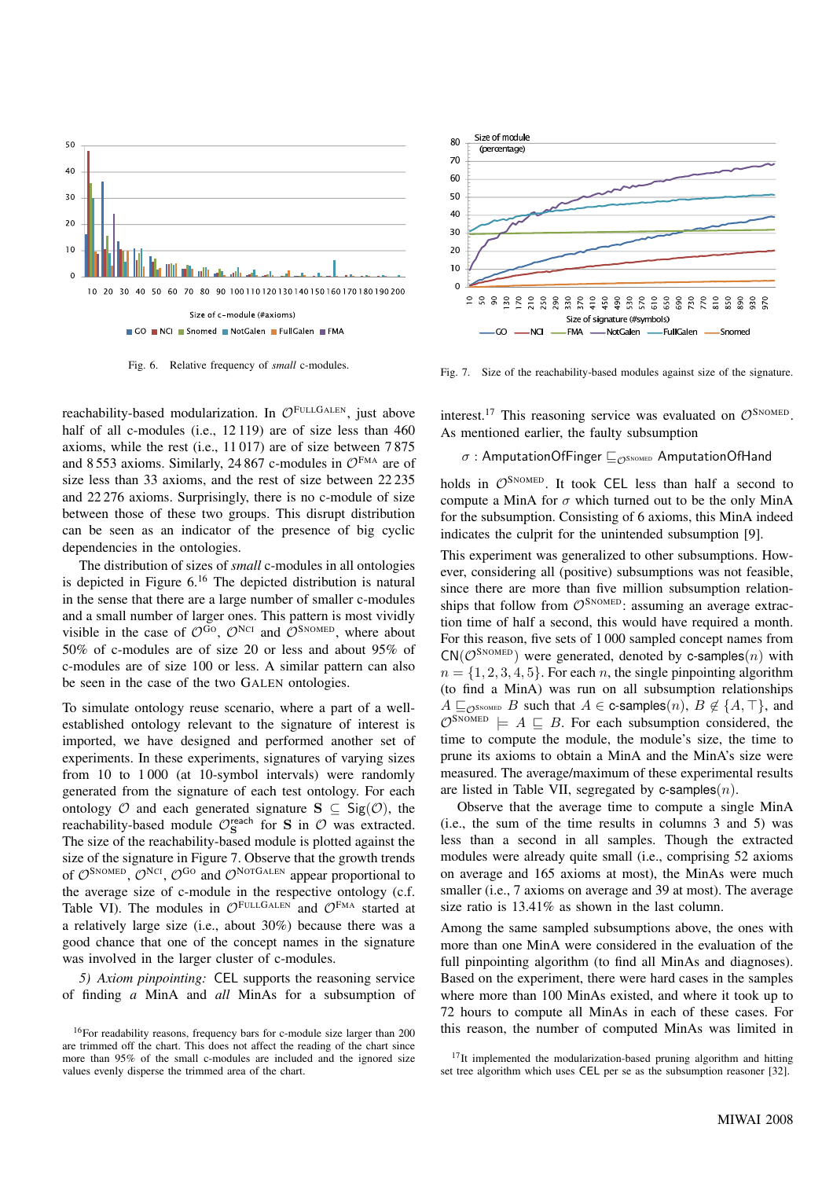Fig. 6. Relative frequency of *small* c-modules.

Fig. 7. Size of the reachability-based modules against size of the signature.

reachability-based modularization. In $\mathcal{O}^{\text{FULLGALEN}}$, just above half of all c-modules (i.e., 12 119) are of size less than 460 axioms, while the rest (i.e., 11 017) are of size between 7 875 and 8 553 axioms. Similarly, 24 867 c-modules in $\mathcal{O}^{\text{FMA}}$ are of size less than 33 axioms, and the rest of size between 22 235 and 22 276 axioms. Surprisingly, there is no c-module of size between those of these two groups. This disrupt distribution can be seen as an indicator of the presence of big cyclic dependencies in the ontologies.

The distribution of sizes of *small* c-modules in all ontologies is depicted in Figure 6.[16] The depicted distribution is natural in the sense that there are a large number of smaller c-modules and a small number of larger ones. This pattern is most vividly visible in the case of $\mathcal{O}^{\text{GO}}$, $\mathcal{O}^{\text{NCI}}$ and $\mathcal{O}^{\text{SNOMED}}$, where about 50% of c-modules are of size 20 or less and about 95% of c-modules are of size 100 or less. A similar pattern can also be seen in the case of the two GALEN ontologies.

To simulate ontology reuse scenario, where a part of a well-established ontology relevant to the signature of interest is imported, we have designed and performed another set of experiments. In these experiments, signatures of varying sizes from 10 to 1 000 (at 10-symbol intervals) were randomly generated from the signature of each test ontology. For each ontology $\mathcal{O}$ and each generated signature $\mathbf{S} \subseteq \mathsf{Sig}(\mathcal{O})$, the reachability-based module $\mathcal{O}^{\text{reach}}_{\mathbf{S}}$ for $\mathbf{S}$ in $\mathcal{O}$ was extracted. The size of the reachability-based module is plotted against the size of the signature in Figure 7. Observe that the growth trends of $\mathcal{O}^{\text{SNOMED}}$, $\mathcal{O}^{\text{NCI}}$, $\mathcal{O}^{\text{GO}}$ and $\mathcal{O}^{\text{NOTGALEN}}$ appear proportional to the average size of c-module in the respective ontology (c.f. Table VI). The modules in $\mathcal{O}^{\text{FULLGALEN}}$ and $\mathcal{O}^{\text{FMA}}$ started at a relatively large size (i.e., about 30%) because there was a good chance that one of the concept names in the signature was involved in the larger cluster of c-modules.

*5) Axiom pinpointing:* CEL supports the reasoning service of finding *a* MinA and *all* MinAs for a subsumption of interest.[17] This reasoning service was evaluated on $\mathcal{O}^{\text{SNOMED}}$. As mentioned earlier, the faulty subsumption

$$\sigma : \mathsf{AmputationOfFinger} \sqsubseteq_{\mathcal{O}^{\text{SNOMED}}} \mathsf{AmputationOfHand}$$

holds in $\mathcal{O}^{\text{SNOMED}}$. It took CEL less than half a second to compute a MinA for $\sigma$ which turned out to be the only MinA for the subsumption. Consisting of 6 axioms, this MinA indeed indicates the culprit for the unintended subsumption [9].

This experiment was generalized to other subsumptions. However, considering all (positive) subsumptions was not feasible, since there are more than five million subsumption relationships that follow from $\mathcal{O}^{\text{SNOMED}}$: assuming an average extraction time of half a second, this would have required a month. For this reason, five sets of 1 000 sampled concept names from $\mathsf{CN}(\mathcal{O}^{\text{SNOMED}})$ were generated, denoted by $\mathsf{c\text{-}samples}(n)$ with $n = \{1, 2, 3, 4, 5\}$. For each $n$, the single pinpointing algorithm (to find a MinA) was run on all subsumption relationships $A \sqsubseteq_{\mathcal{O}^{\text{SNOMED}}} B$ such that $A \in \mathsf{c\text{-}samples}(n)$, $B \notin \{A, \top\}$, and $\mathcal{O}^{\text{SNOMED}} \models A \sqsubseteq B$. For each subsumption considered, the time to compute the module, the module's size, the time to prune its axioms to obtain a MinA and the MinA's size were measured. The average/maximum of these experimental results are listed in Table VII, segregated by $\mathsf{c\text{-}samples}(n)$.

Observe that the average time to compute a single MinA (i.e., the sum of the time results in columns 3 and 5) was less than a second in all samples. Though the extracted modules were already quite small (i.e., comprising 52 axioms on average and 165 axioms at most), the MinAs were much smaller (i.e., 7 axioms on average and 39 at most). The average size ratio is 13.41% as shown in the last column.

Among the same sampled subsumptions above, the ones with more than one MinA were considered in the evaluation of the full pinpointing algorithm (to find all MinAs and diagnoses). Based on the experiment, there were hard cases in the samples where more than 100 MinAs existed, and where it took up to 72 hours to compute all MinAs in each of these cases. For this reason, the number of computed MinAs was limited in

[16] For readability reasons, frequency bars for c-module size larger than 200 are trimmed off the chart. This does not affect the reading of the chart since more than 95% of the small c-modules are included and the ignored size values evenly disperse the trimmed area of the chart.

[17] It implemented the modularization-based pruning algorithm and hitting set tree algorithm which uses CEL per se as the subsumption reasoner [32].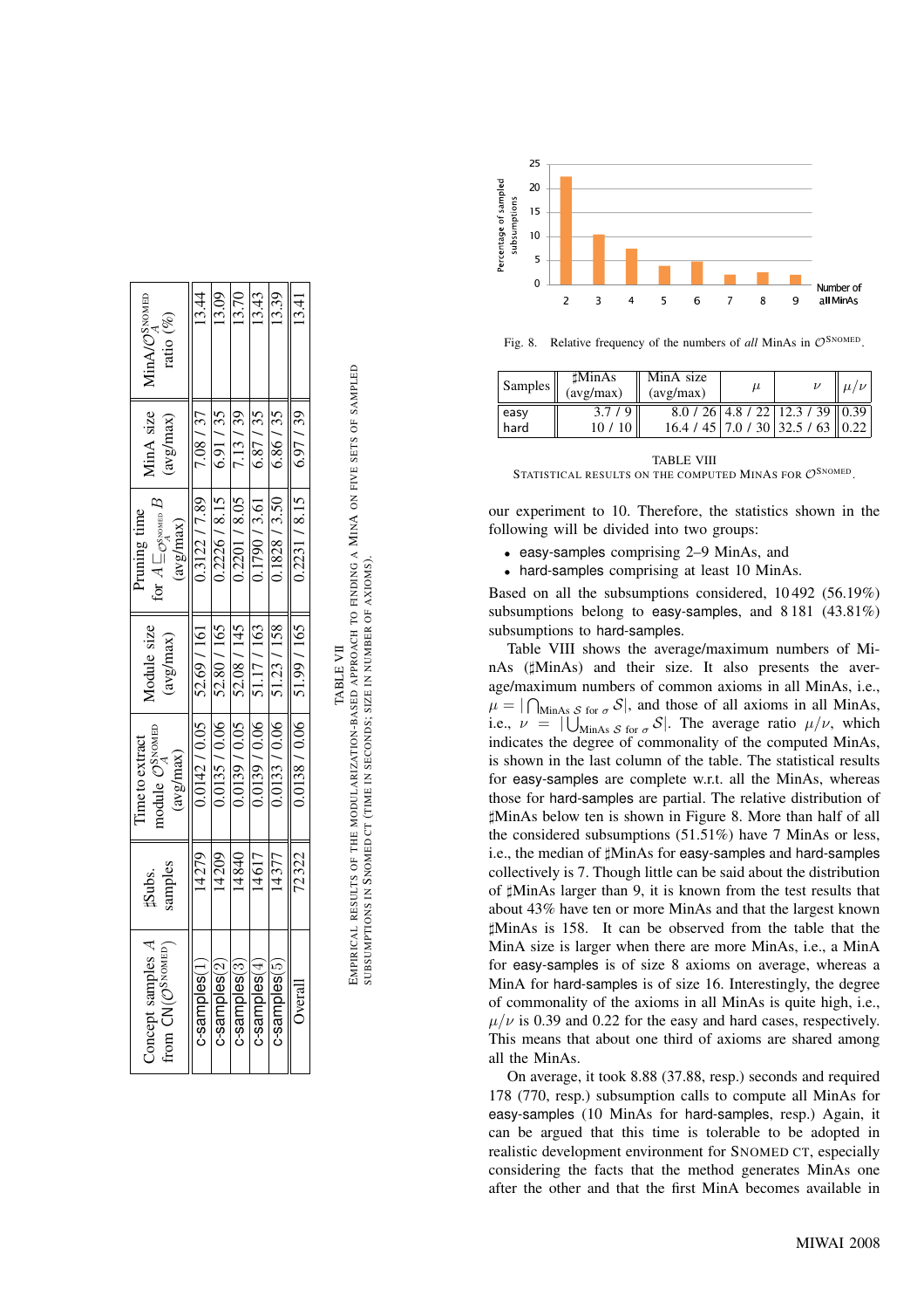| Concept samples $A$ from CN($\mathcal{O}^{\text{SNOMED}}$) | ♯Subs. samples | Time to extract module $\mathcal{O}_A^{\text{SNOMED}}$ (avg/max) | Module size (avg/max) | Pruning time for $A \sqsubseteq_{\mathcal{O}^{\text{SNOMED}}} B$ (avg/max) | MinA size (avg/max) | MinA/$\mathcal{O}_A^{\text{SNOMED}}$ ratio (%) |
|---|---|---|---|---|---|---|
| c-samples(1) | 14 279 | 0.0142 / 0.05 | 52.69 / 161 | 0.3122 / 7.89 | 7.08 / 37 | 13.44 |
| c-samples(2) | 14 209 | 0.0135 / 0.06 | 52.80 / 165 | 0.2226 / 8.15 | 6.91 / 35 | 13.09 |
| c-samples(3) | 14 840 | 0.0139 / 0.05 | 52.08 / 145 | 0.2201 / 8.05 | 7.13 / 39 | 13.70 |
| c-samples(4) | 14 617 | 0.0139 / 0.06 | 51.17 / 163 | 0.1790 / 3.61 | 6.87 / 35 | 13.43 |
| c-samples(5) | 14 377 | 0.0133 / 0.06 | 51.23 / 158 | 0.1828 / 3.50 | 6.86 / 35 | 13.39 |
| Overall | 72 322 | 0.0138 / 0.06 | 51.99 / 165 | 0.2231 / 8.15 | 6.97 / 39 | 13.41 |

TABLE VII
EMPIRICAL RESULTS OF THE MODULARIZATION-BASED APPROACH TO FINDING A MINA ON FIVE SETS OF SAMPLED SUBSUMPTIONS IN SNOMED CT (TIME IN SECONDS; SIZE IN NUMBER OF AXIOMS).

Fig. 8. Relative frequency of the numbers of *all* MinAs in $\mathcal{O}^{\text{SNOMED}}$.

| Samples | ♯MinAs (avg/max) | MinA size (avg/max) | $\mu$ | $\nu$ | $\mu/\nu$ |
|---|---|---|---|---|---|
| easy | 3.7 / 9 | 8.0 / 26 | 4.8 / 22 | 12.3 / 39 | 0.39 |
| hard | 10 / 10 | 16.4 / 45 | 7.0 / 30 | 32.5 / 63 | 0.22 |

TABLE VIII
STATISTICAL RESULTS ON THE COMPUTED MINAS FOR $\mathcal{O}^{\text{SNOMED}}$.

our experiment to 10. Therefore, the statistics shown in the following will be divided into two groups:

- easy-samples comprising 2–9 MinAs, and
- hard-samples comprising at least 10 MinAs.

Based on all the subsumptions considered, 10 492 (56.19%) subsumptions belong to easy-samples, and 8 181 (43.81%) subsumptions to hard-samples.

Table VIII shows the average/maximum numbers of MinAs (♯MinAs) and their size. It also presents the average/maximum numbers of common axioms in all MinAs, i.e., $\mu = |\bigcap_{\text{MinAs } \mathcal{S} \text{ for } \sigma} \mathcal{S}|$, and those of all axioms in all MinAs, i.e., $\nu = |\bigcup_{\text{MinAs } \mathcal{S} \text{ for } \sigma} \mathcal{S}|$. The average ratio $\mu/\nu$, which indicates the degree of commonality of the computed MinAs, is shown in the last column of the table. The statistical results for easy-samples are complete w.r.t. all the MinAs, whereas those for hard-samples are partial. The relative distribution of ♯MinAs below ten is shown in Figure 8. More than half of all the considered subsumptions (51.51%) have 7 MinAs or less, i.e., the median of ♯MinAs for easy-samples and hard-samples collectively is 7. Though little can be said about the distribution of ♯MinAs larger than 9, it is known from the test results that about 43% have ten or more MinAs and that the largest known ♯MinAs is 158. It can be observed from the table that the MinA size is larger when there are more MinAs, i.e., a MinA for easy-samples is of size 8 axioms on average, whereas a MinA for hard-samples is of size 16. Interestingly, the degree of commonality of the axioms in all MinAs is quite high, i.e., $\mu/\nu$ is 0.39 and 0.22 for the easy and hard cases, respectively. This means that about one third of axioms are shared among all the MinAs.

On average, it took 8.88 (37.88, resp.) seconds and required 178 (770, resp.) subsumption calls to compute all MinAs for easy-samples (10 MinAs for hard-samples, resp.) Again, it can be argued that this time is tolerable to be adopted in realistic development environment for SNOMED CT, especially considering the facts that the method generates MinAs one after the other and that the first MinA becomes available in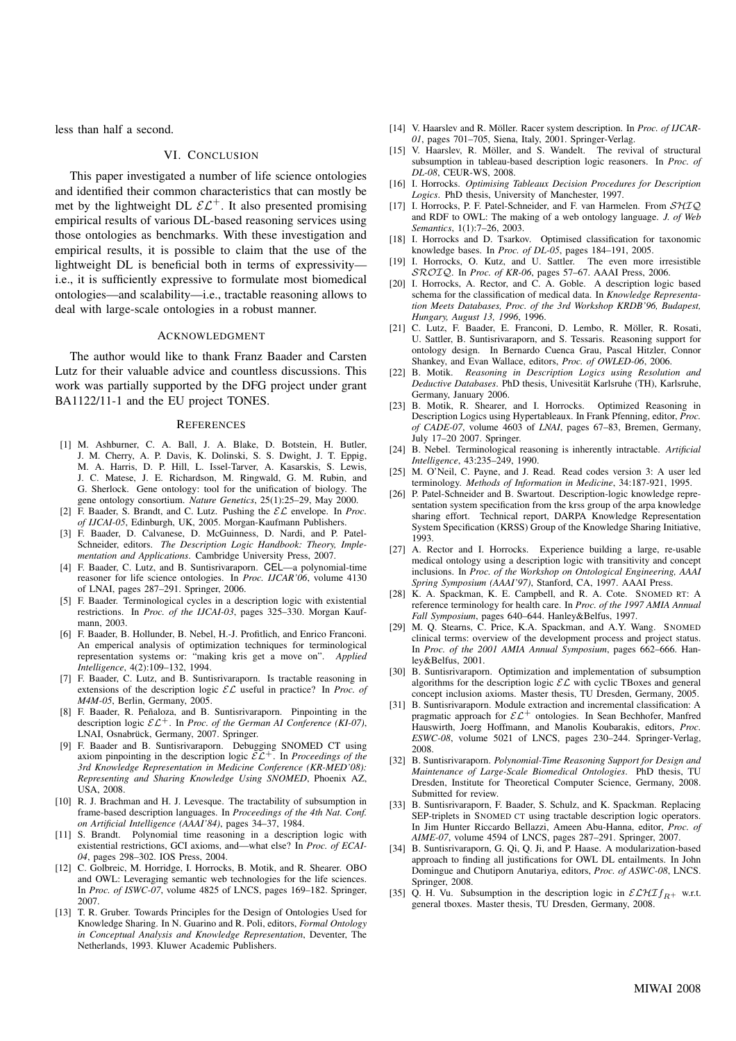less than half a second.

## VI. Conclusion

This paper investigated a number of life science ontologies and identified their common characteristics that can mostly be met by the lightweight DL $\mathcal{EL}^+$. It also presented promising empirical results of various DL-based reasoning services using those ontologies as benchmarks. With these investigation and empirical results, it is possible to claim that the use of the lightweight DL is beneficial both in terms of expressivity—i.e., it is sufficiently expressive to formulate most biomedical ontologies—and scalability—i.e., tractable reasoning allows to deal with large-scale ontologies in a robust manner.

## Acknowledgment

The author would like to thank Franz Baader and Carsten Lutz for their valuable advice and countless discussions. This work was partially supported by the DFG project under grant BA1122/11-1 and the EU project TONES.

## References

- [1] M. Ashburner, C. A. Ball, J. A. Blake, D. Botstein, H. Butler, J. M. Cherry, A. P. Davis, K. Dolinski, S. S. Dwight, J. T. Eppig, M. A. Harris, D. P. Hill, L. Issel-Tarver, A. Kasarskis, S. Lewis, J. C. Matese, J. E. Richardson, M. Ringwald, G. M. Rubin, and G. Sherlock. Gene ontology: tool for the unification of biology. The gene ontology consortium. *Nature Genetics*, 25(1):25–29, May 2000.
- [2] F. Baader, S. Brandt, and C. Lutz. Pushing the $\mathcal{EL}$ envelope. In *Proc. of IJCAI-05*, Edinburgh, UK, 2005. Morgan-Kaufmann Publishers.
- [3] F. Baader, D. Calvanese, D. McGuinness, D. Nardi, and P. Patel-Schneider, editors. *The Description Logic Handbook: Theory, Implementation and Applications*. Cambridge University Press, 2007.
- [4] F. Baader, C. Lutz, and B. Suntisrivaraporn. CEL—a polynomial-time reasoner for life science ontologies. In *Proc. IJCAR'06*, volume 4130 of LNAI, pages 287–291. Springer, 2006.
- [5] F. Baader. Terminological cycles in a description logic with existential restrictions. In *Proc. of the IJCAI-03*, pages 325–330. Morgan Kaufmann, 2003.
- [6] F. Baader, B. Hollunder, B. Nebel, H.-J. Profitlich, and Enrico Franconi. An emperical analysis of optimization techniques for terminological representation systems or: "making kris get a move on". *Applied Intelligence*, 4(2):109–132, 1994.
- [7] F. Baader, C. Lutz, and B. Suntisrivaraporn. Is tractable reasoning in extensions of the description logic $\mathcal{EL}$ useful in practice? In *Proc. of M4M-05*, Berlin, Germany, 2005.
- [8] F. Baader, R. Peñaloza, and B. Suntisrivaraporn. Pinpointing in the description logic $\mathcal{EL}^+$. In *Proc. of the German AI Conference (KI-07)*, LNAI, Osnabrück, Germany, 2007. Springer.
- [9] F. Baader and B. Suntisrivaraporn. Debugging SNOMED CT using axiom pinpointing in the description logic $\mathcal{EL}^+$. In *Proceedings of the 3rd Knowledge Representation in Medicine Conference (KR-MED'08): Representing and Sharing Knowledge Using SNOMED*, Phoenix AZ, USA, 2008.
- [10] R. J. Brachman and H. J. Levesque. The tractability of subsumption in frame-based description languages. In *Proceedings of the 4th Nat. Conf. on Artificial Intelligence (AAAI'84)*, pages 34–37, 1984.
- [11] S. Brandt. Polynomial time reasoning in a description logic with existential restrictions, GCI axioms, and—what else? In *Proc. of ECAI-04*, pages 298–302. IOS Press, 2004.
- [12] C. Golbreic, M. Horridge, I. Horrocks, B. Motik, and R. Shearer. OBO and OWL: Leveraging semantic web technologies for the life sciences. In *Proc. of ISWC-07*, volume 4825 of LNCS, pages 169–182. Springer, 2007.
- [13] T. R. Gruber. Towards Principles for the Design of Ontologies Used for Knowledge Sharing. In N. Guarino and R. Poli, editors, *Formal Ontology in Conceptual Analysis and Knowledge Representation*, Deventer, The Netherlands, 1993. Kluwer Academic Publishers.
- [14] V. Haarslev and R. Möller. Racer system description. In *Proc. of IJCAR-01*, pages 701–705, Siena, Italy, 2001. Springer-Verlag.
- [15] V. Haarslev, R. Möller, and S. Wandelt. The revival of structural subsumption in tableau-based description logic reasoners. In *Proc. of DL-08*, CEUR-WS, 2008.
- [16] I. Horrocks. *Optimising Tableaux Decision Procedures for Description Logics*. PhD thesis, University of Manchester, 1997.
- [17] I. Horrocks, P. F. Patel-Schneider, and F. van Harmelen. From $\mathcal{SHIQ}$ and RDF to OWL: The making of a web ontology language. *J. of Web Semantics*, 1(1):7–26, 2003.
- [18] I. Horrocks and D. Tsarkov. Optimised classification for taxonomic knowledge bases. In *Proc. of DL-05*, pages 184–191, 2005.
- [19] I. Horrocks, O. Kutz, and U. Sattler. The even more irresistible $\mathcal{SROIQ}$. In *Proc. of KR-06*, pages 57–67. AAAI Press, 2006.
- [20] I. Horrocks, A. Rector, and C. A. Goble. A description logic based schema for the classification of medical data. In *Knowledge Representation Meets Databases, Proc. of the 3rd Workshop KRDB'96, Budapest, Hungary, August 13, 1996*, 1996.
- [21] C. Lutz, F. Baader, E. Franconi, D. Lembo, R. Möller, R. Rosati, U. Sattler, B. Suntisrivaraporn, and S. Tessaris. Reasoning support for ontology design. In Bernardo Cuenca Grau, Pascal Hitzler, Connor Shankey, and Evan Wallace, editors, *Proc. of OWLED-06*, 2006.
- [22] B. Motik. *Reasoning in Description Logics using Resolution and Deductive Databases*. PhD thesis, Univesität Karlsruhe (TH), Karlsruhe, Germany, January 2006.
- [23] B. Motik, R. Shearer, and I. Horrocks. Optimized Reasoning in Description Logics using Hypertableaux. In Frank Pfenning, editor, *Proc. of CADE-07*, volume 4603 of *LNAI*, pages 67–83, Bremen, Germany, July 17–20 2007. Springer.
- [24] B. Nebel. Terminological reasoning is inherently intractable. *Artificial Intelligence*, 43:235–249, 1990.
- [25] M. O'Neil, C. Payne, and J. Read. Read codes version 3: A user led terminology. *Methods of Information in Medicine*, 34:187-921, 1995.
- [26] P. Patel-Schneider and B. Swartout. Description-logic knowledge representation system specification from the krss group of the arpa knowledge sharing effort. Technical report, DARPA Knowledge Representation System Specification (KRSS) Group of the Knowledge Sharing Initiative, 1993.
- [27] A. Rector and I. Horrocks. Experience building a large, re-usable medical ontology using a description logic with transitivity and concept inclusions. In *Proc. of the Workshop on Ontological Engineering, AAAI Spring Symposium (AAAI'97)*, Stanford, CA, 1997. AAAI Press.
- [28] K. A. Spackman, K. E. Campbell, and R. A. Cote. SNOMED RT: A reference terminology for health care. In *Proc. of the 1997 AMIA Annual Fall Symposium*, pages 640–644. Hanley&Belfus, 1997.
- [29] M. Q. Stearns, C. Price, K.A. Spackman, and A.Y. Wang. SNOMED clinical terms: overview of the development process and project status. In *Proc. of the 2001 AMIA Annual Symposium*, pages 662–666. Hanley&Belfus, 2001.
- [30] B. Suntisrivaraporn. Optimization and implementation of subsumption algorithms for the description logic $\mathcal{EL}$ with cyclic TBoxes and general concept inclusion axioms. Master thesis, TU Dresden, Germany, 2005.
- [31] B. Suntisrivaraporn. Module extraction and incremental classification: A pragmatic approach for $\mathcal{EL}^+$ ontologies. In Sean Bechhofer, Manfred Hauswirth, Joerg Hoffmann, and Manolis Koubarakis, editors, *Proc. ESWC-08*, volume 5021 of LNCS, pages 230–244. Springer-Verlag, 2008.
- [32] B. Suntisrivaraporn. *Polynomial-Time Reasoning Support for Design and Maintenance of Large-Scale Biomedical Ontologies*. PhD thesis, TU Dresden, Institute for Theoretical Computer Science, Germany, 2008. Submitted for review.
- [33] B. Suntisrivaraporn, F. Baader, S. Schulz, and K. Spackman. Replacing SEP-triplets in SNOMED CT using tractable description logic operators. In Jim Hunter Riccardo Bellazzi, Ameen Abu-Hanna, editor, *Proc. of AIME-07*, volume 4594 of LNCS, pages 287–291. Springer, 2007.
- [34] B. Suntisrivaraporn, G. Qi, Q. Ji, and P. Haase. A modularization-based approach to finding all justifications for OWL DL entailments. In John Domingue and Chutiporn Anutariya, editors, *Proc. of ASWC-08*, LNCS. Springer, 2008.
- [35] Q. H. Vu. Subsumption in the description logic in $\mathcal{ELHIF}_{R^+}$ w.r.t. general tboxes. Master thesis, TU Dresden, Germany, 2008.